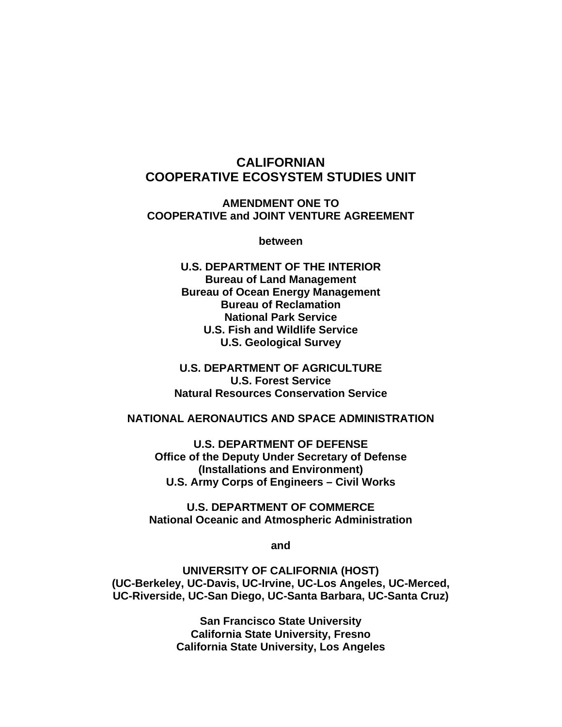# CALIFORNIAN
# COOPERATIVE ECOSYSTEM STUDIES UNIT

## AMENDMENT ONE TO
## COOPERATIVE and JOINT VENTURE AGREEMENT

**between**

**U.S. DEPARTMENT OF THE INTERIOR**
**Bureau of Land Management**
**Bureau of Ocean Energy Management**
**Bureau of Reclamation**
**National Park Service**
**U.S. Fish and Wildlife Service**
**U.S. Geological Survey**

**U.S. DEPARTMENT OF AGRICULTURE**
**U.S. Forest Service**
**Natural Resources Conservation Service**

**NATIONAL AERONAUTICS AND SPACE ADMINISTRATION**

**U.S. DEPARTMENT OF DEFENSE**
**Office of the Deputy Under Secretary of Defense**
**(Installations and Environment)**
**U.S. Army Corps of Engineers – Civil Works**

**U.S. DEPARTMENT OF COMMERCE**
**National Oceanic and Atmospheric Administration**

**and**

**UNIVERSITY OF CALIFORNIA (HOST)**
**(UC-Berkeley, UC-Davis, UC-Irvine, UC-Los Angeles, UC-Merced,**
**UC-Riverside, UC-San Diego, UC-Santa Barbara, UC-Santa Cruz)**

**San Francisco State University**
**California State University, Fresno**
**California State University, Los Angeles**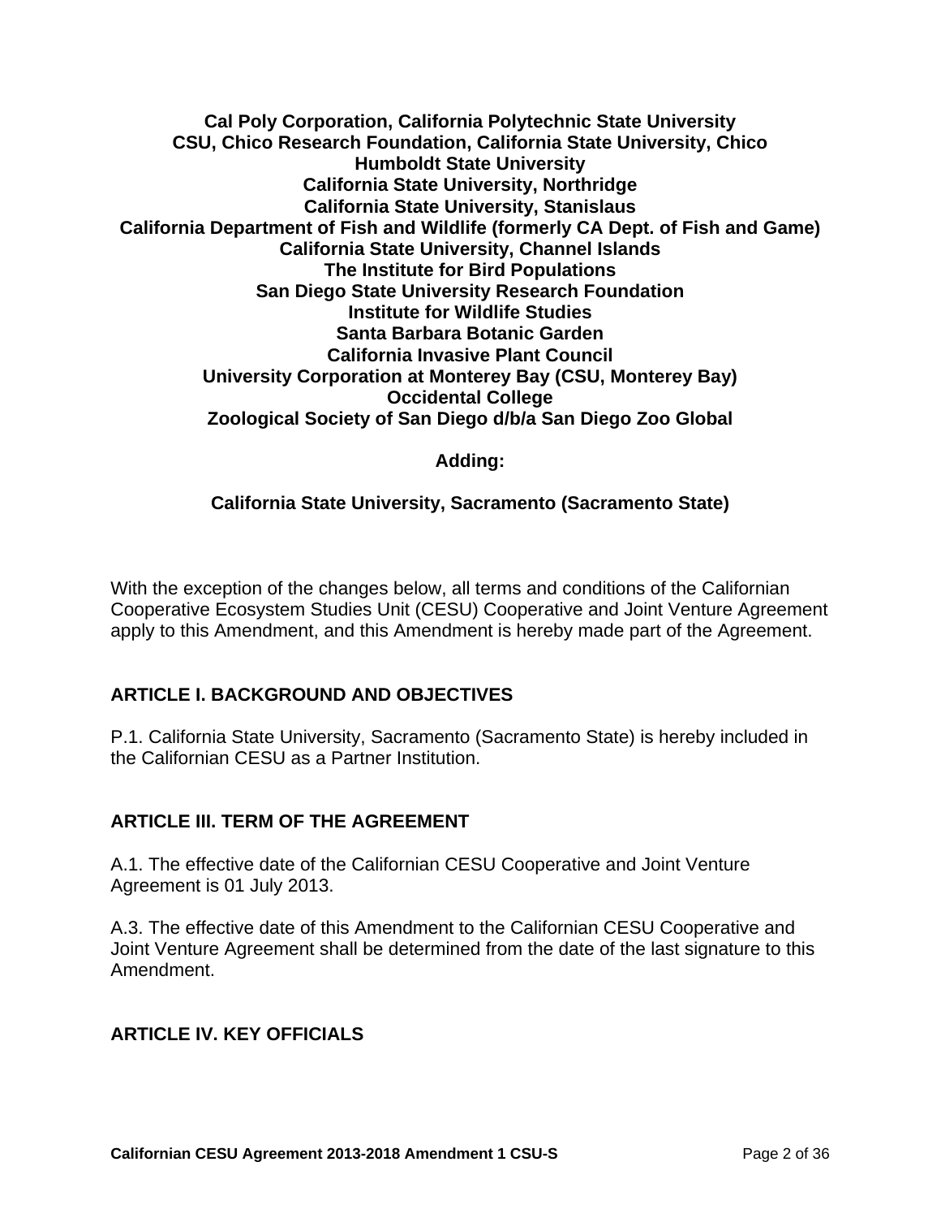**Cal Poly Corporation, California Polytechnic State University**
**CSU, Chico Research Foundation, California State University, Chico**
**Humboldt State University**
**California State University, Northridge**
**California State University, Stanislaus**
**California Department of Fish and Wildlife (formerly CA Dept. of Fish and Game)**
**California State University, Channel Islands**
**The Institute for Bird Populations**
**San Diego State University Research Foundation**
**Institute for Wildlife Studies**
**Santa Barbara Botanic Garden**
**California Invasive Plant Council**
**University Corporation at Monterey Bay (CSU, Monterey Bay)**
**Occidental College**
**Zoological Society of San Diego d/b/a San Diego Zoo Global**

**Adding:**

**California State University, Sacramento (Sacramento State)**

With the exception of the changes below, all terms and conditions of the Californian Cooperative Ecosystem Studies Unit (CESU) Cooperative and Joint Venture Agreement apply to this Amendment, and this Amendment is hereby made part of the Agreement.

## ARTICLE I. BACKGROUND AND OBJECTIVES

P.1. California State University, Sacramento (Sacramento State) is hereby included in the Californian CESU as a Partner Institution.

## ARTICLE III. TERM OF THE AGREEMENT

A.1. The effective date of the Californian CESU Cooperative and Joint Venture Agreement is 01 July 2013.

A.3. The effective date of this Amendment to the Californian CESU Cooperative and Joint Venture Agreement shall be determined from the date of the last signature to this Amendment.

## ARTICLE IV. KEY OFFICIALS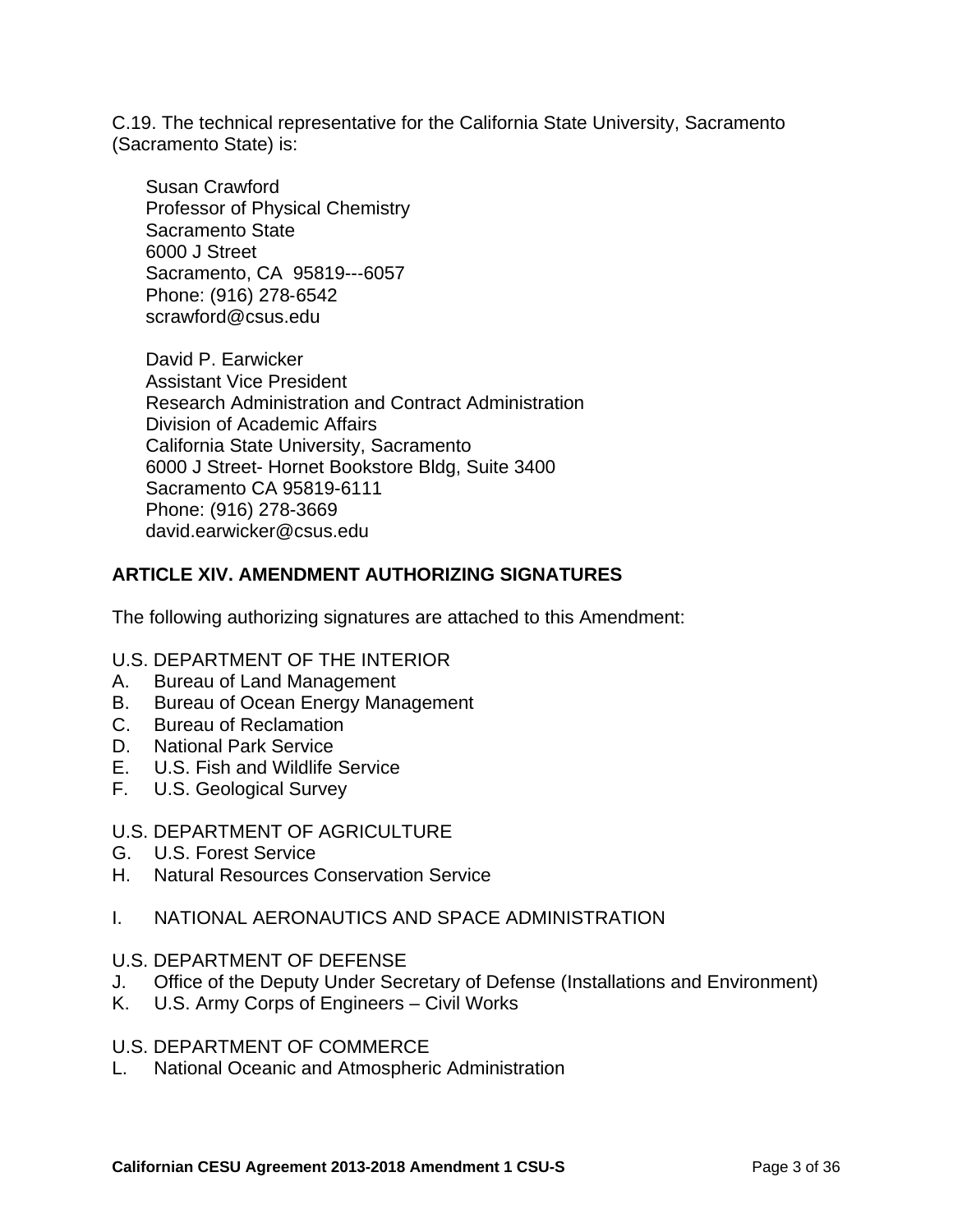C.19. The technical representative for the California State University, Sacramento (Sacramento State) is:

Susan Crawford
Professor of Physical Chemistry
Sacramento State
6000 J Street
Sacramento, CA 95819---6057
Phone: (916) 278-6542
scrawford@csus.edu

David P. Earwicker
Assistant Vice President
Research Administration and Contract Administration
Division of Academic Affairs
California State University, Sacramento
6000 J Street- Hornet Bookstore Bldg, Suite 3400
Sacramento CA 95819-6111
Phone: (916) 278-3669
david.earwicker@csus.edu

## ARTICLE XIV. AMENDMENT AUTHORIZING SIGNATURES

The following authorizing signatures are attached to this Amendment:

U.S. DEPARTMENT OF THE INTERIOR

A. Bureau of Land Management
B. Bureau of Ocean Energy Management
C. Bureau of Reclamation
D. National Park Service
E. U.S. Fish and Wildlife Service
F. U.S. Geological Survey

U.S. DEPARTMENT OF AGRICULTURE

G. U.S. Forest Service
H. Natural Resources Conservation Service

I. NATIONAL AERONAUTICS AND SPACE ADMINISTRATION

U.S. DEPARTMENT OF DEFENSE

J. Office of the Deputy Under Secretary of Defense (Installations and Environment)
K. U.S. Army Corps of Engineers – Civil Works

U.S. DEPARTMENT OF COMMERCE

L. National Oceanic and Atmospheric Administration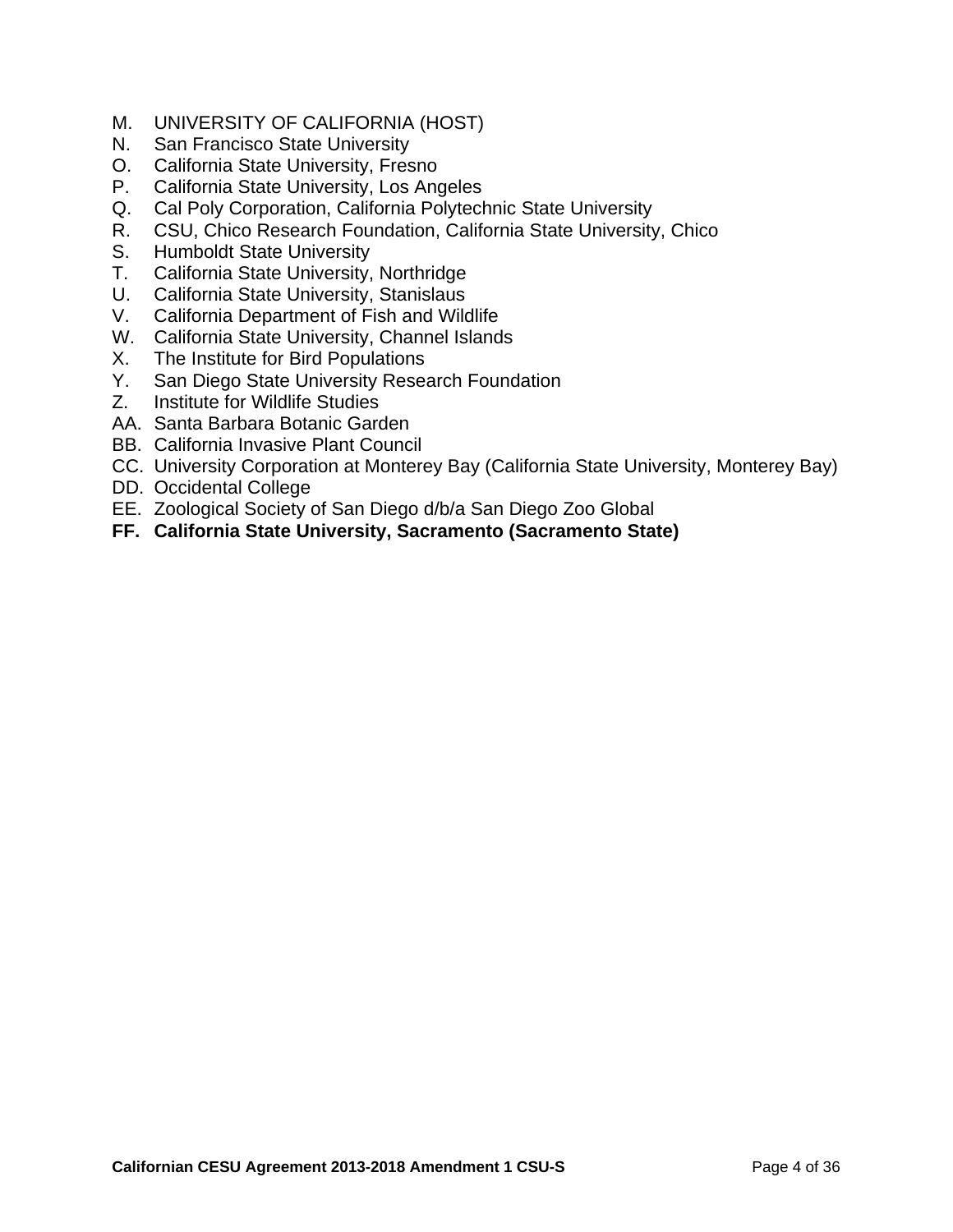M. UNIVERSITY OF CALIFORNIA (HOST)
N. San Francisco State University
O. California State University, Fresno
P. California State University, Los Angeles
Q. Cal Poly Corporation, California Polytechnic State University
R. CSU, Chico Research Foundation, California State University, Chico
S. Humboldt State University
T. California State University, Northridge
U. California State University, Stanislaus
V. California Department of Fish and Wildlife
W. California State University, Channel Islands
X. The Institute for Bird Populations
Y. San Diego State University Research Foundation
Z. Institute for Wildlife Studies
AA. Santa Barbara Botanic Garden
BB. California Invasive Plant Council
CC. University Corporation at Monterey Bay (California State University, Monterey Bay)
DD. Occidental College
EE. Zoological Society of San Diego d/b/a San Diego Zoo Global
**FF. California State University, Sacramento (Sacramento State)**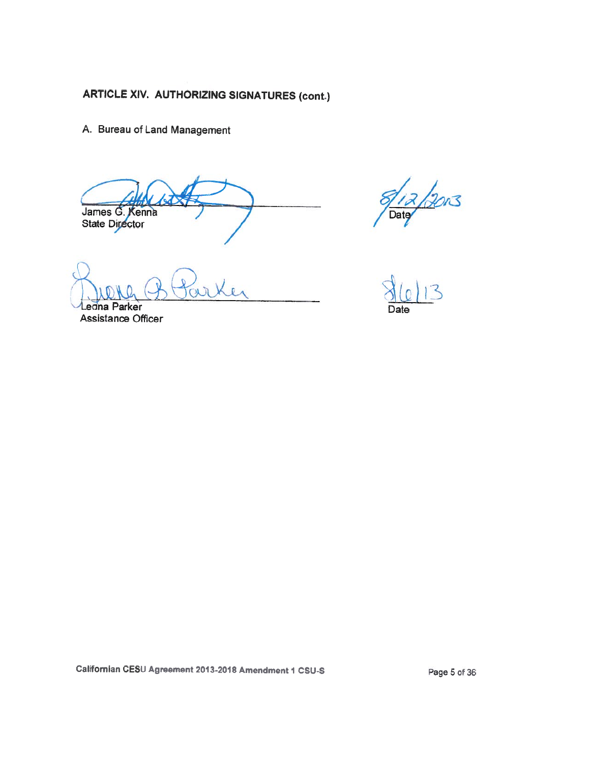## ARTICLE XIV. AUTHORIZING SIGNATURES (cont.)

A. Bureau of Land Management

James G. Kenna
State Director

8/12/2013
Date

Leona Parker
Assistance Officer

8/6/13
Date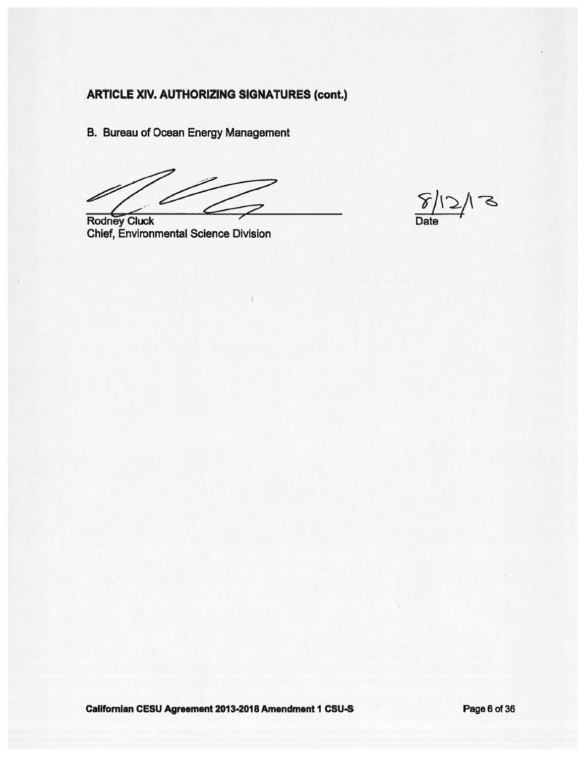## ARTICLE XIV. AUTHORIZING SIGNATURES (cont.)

B. Bureau of Ocean Energy Management

Rodney Cluck
Chief, Environmental Science Division

8/12/13
Date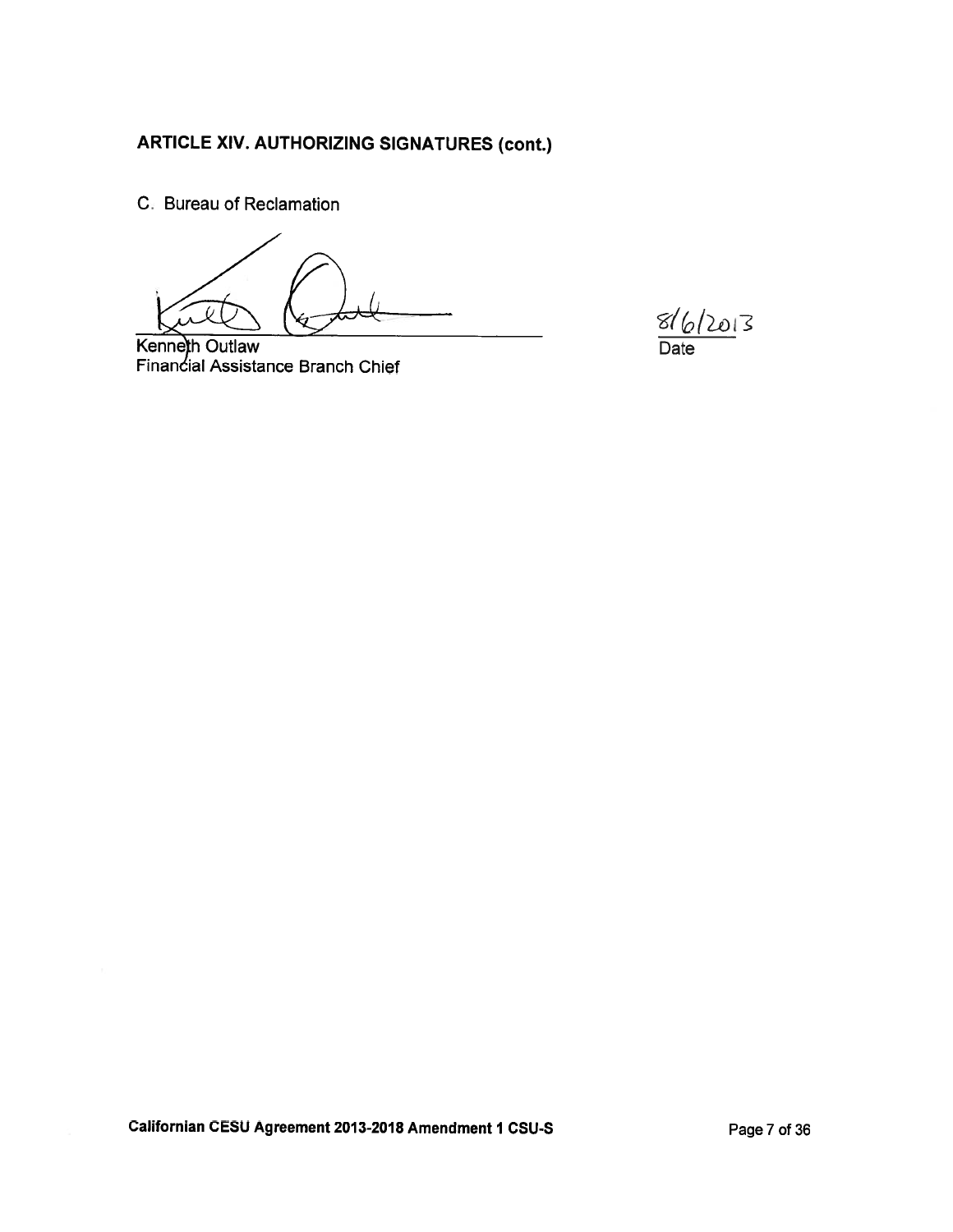## ARTICLE XIV. AUTHORIZING SIGNATURES (cont.)

C. Bureau of Reclamation

Kenneth Outlaw
Financial Assistance Branch Chief

8/6/2013
Date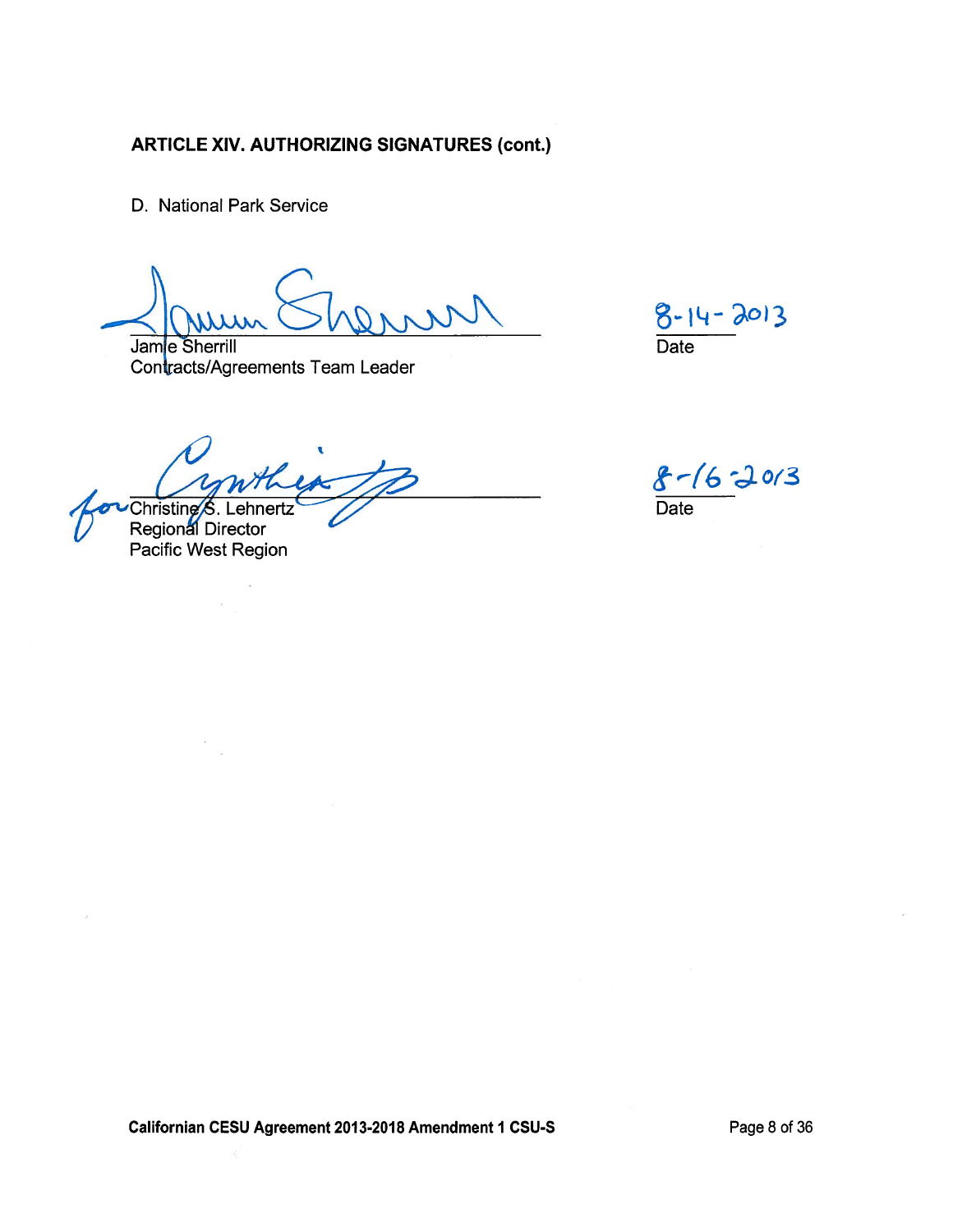**ARTICLE XIV. AUTHORIZING SIGNATURES (cont.)**

D. National Park Service

Jamie Sherrill
Contracts/Agreements Team Leader

8-14-2013
Date

for Christine S. Lehnertz
Regional Director
Pacific West Region

8-16-2013
Date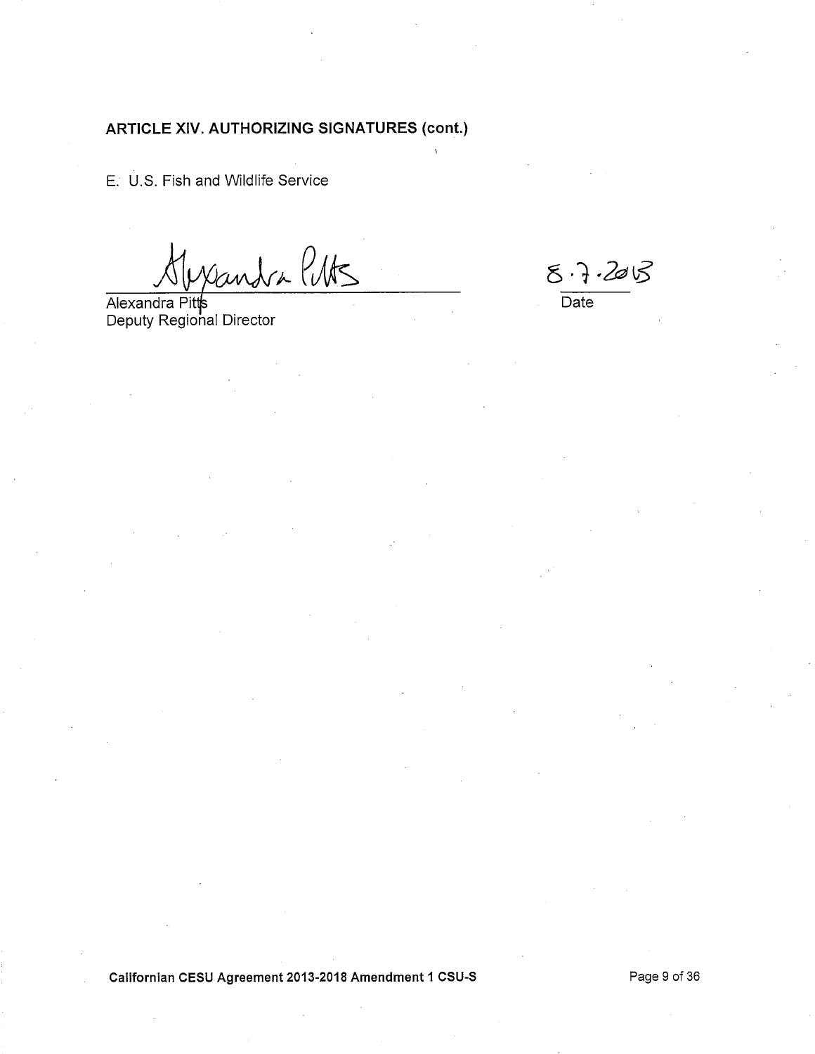**ARTICLE XIV. AUTHORIZING SIGNATURES (cont.)**

E. U.S. Fish and Wildlife Service

Alexandra Pitts
Deputy Regional Director

8.7.2013
Date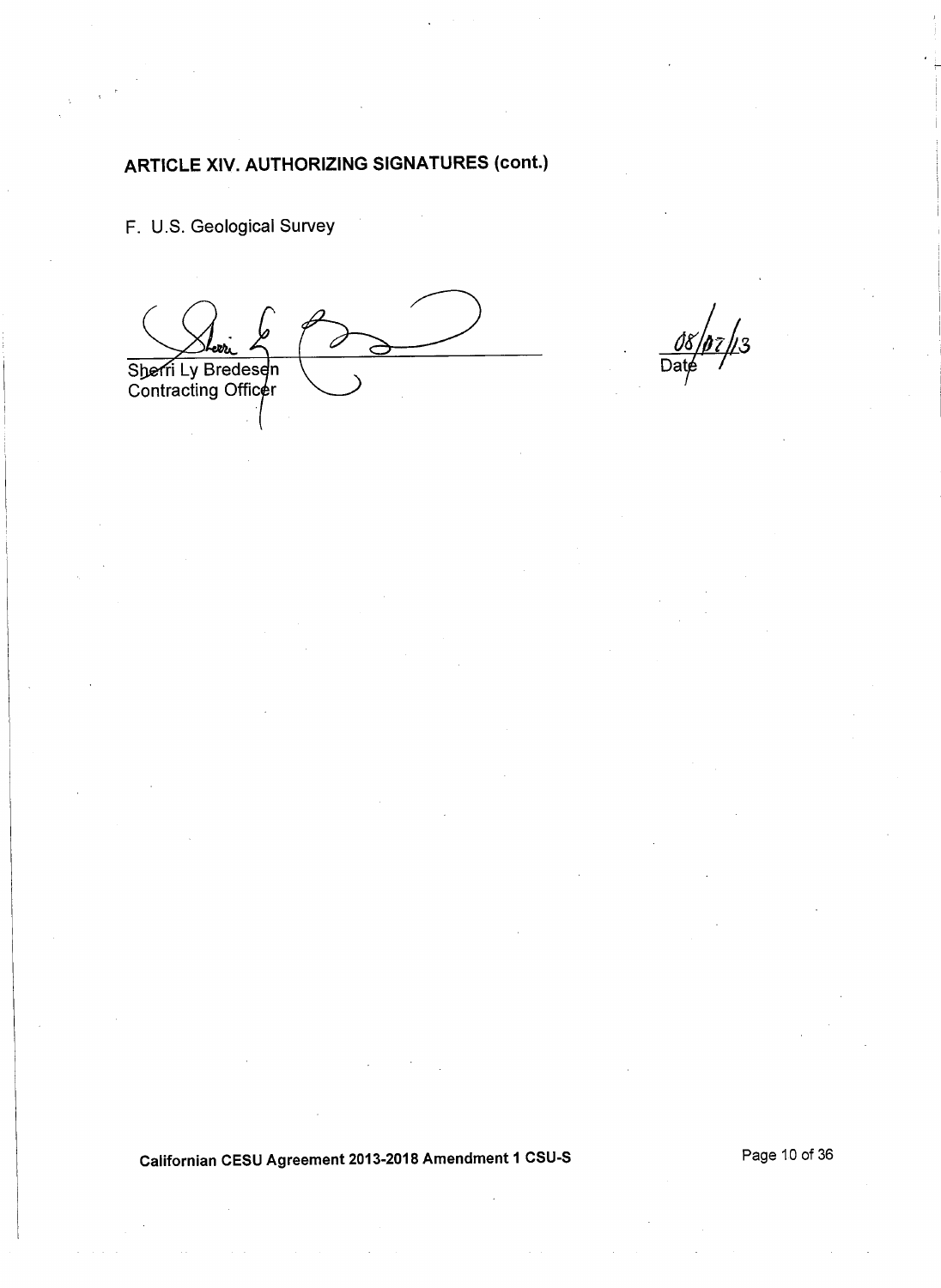## ARTICLE XIV. AUTHORIZING SIGNATURES (cont.)

F. U.S. Geological Survey

Sherri Ly Bredesen
Contracting Officer

08/07/13
Date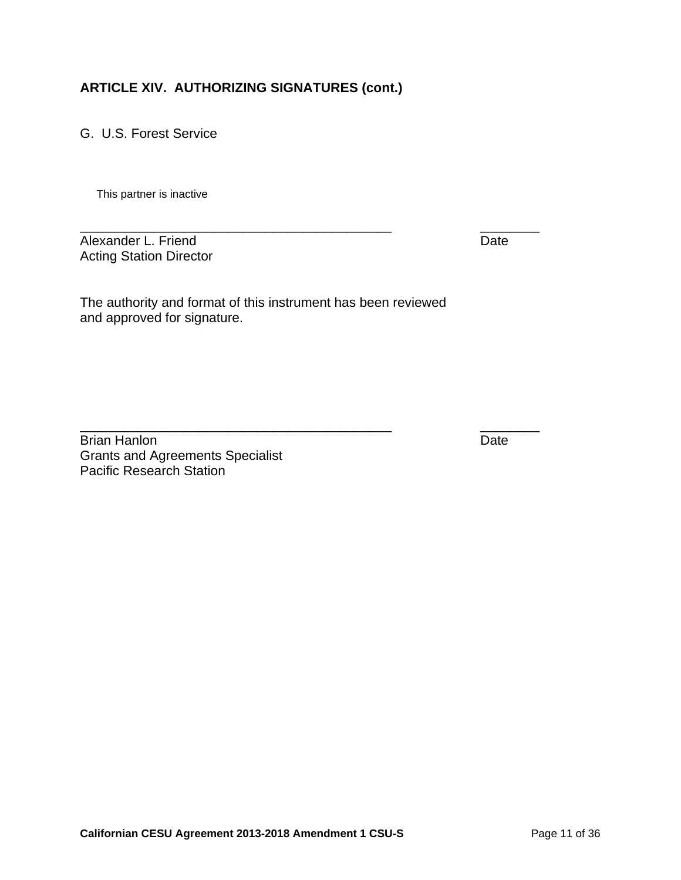**ARTICLE XIV. AUTHORIZING SIGNATURES (cont.)**

G. U.S. Forest Service

This partner is inactive

_____________________________________________ ________
Alexander L. Friend Date
Acting Station Director

The authority and format of this instrument has been reviewed and approved for signature.

_____________________________________________ ________
Brian Hanlon Date
Grants and Agreements Specialist
Pacific Research Station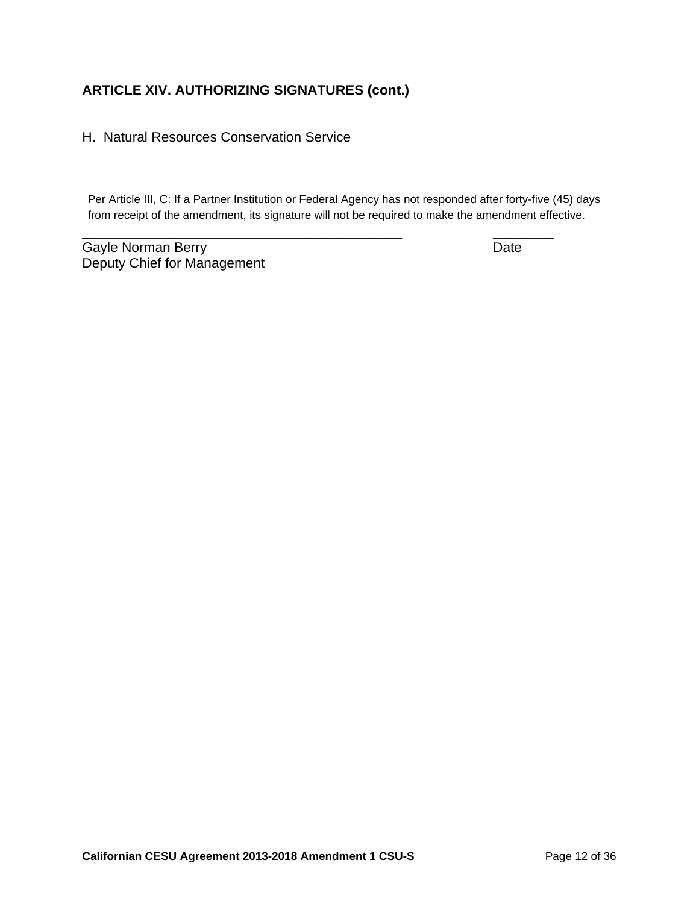## ARTICLE XIV. AUTHORIZING SIGNATURES (cont.)

H. Natural Resources Conservation Service

Per Article III, C: If a Partner Institution or Federal Agency has not responded after forty-five (45) days from receipt of the amendment, its signature will not be required to make the amendment effective.

_____________________________________________ ________

Gayle Norman Berry Date

Deputy Chief for Management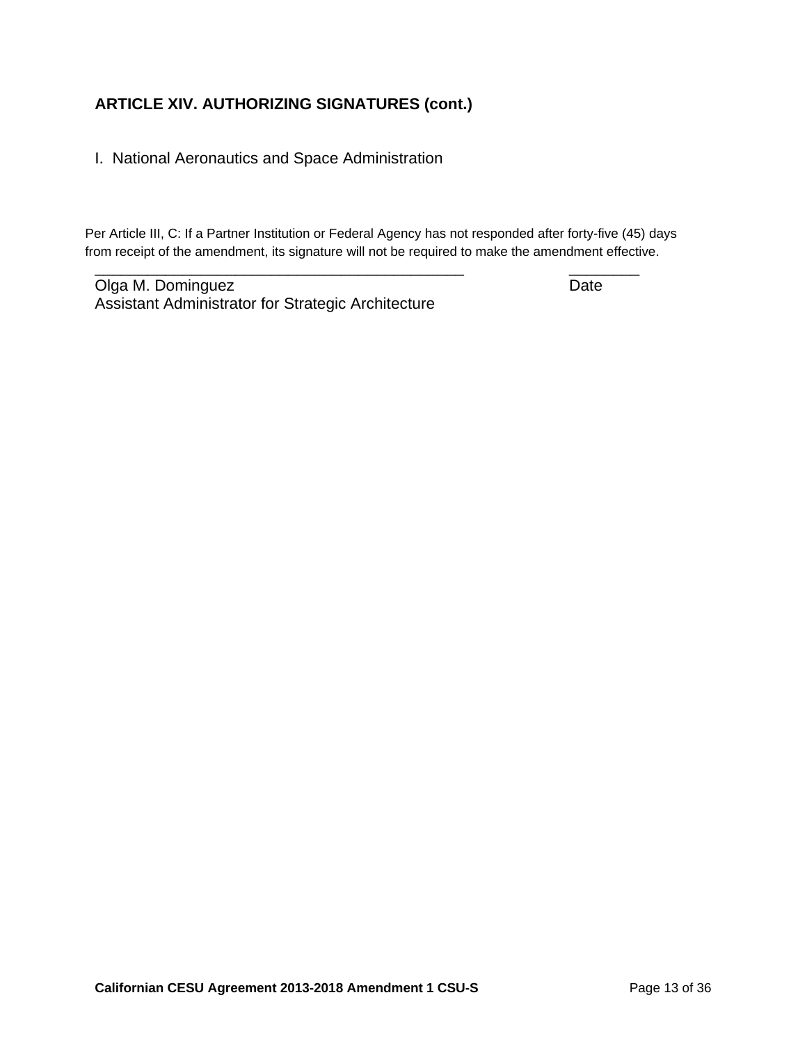### ARTICLE XIV. AUTHORIZING SIGNATURES (cont.)

I. National Aeronautics and Space Administration

Per Article III, C: If a Partner Institution or Federal Agency has not responded after forty-five (45) days from receipt of the amendment, its signature will not be required to make the amendment effective.

_____________________________________________ ________

Olga M. Dominguez Date

Assistant Administrator for Strategic Architecture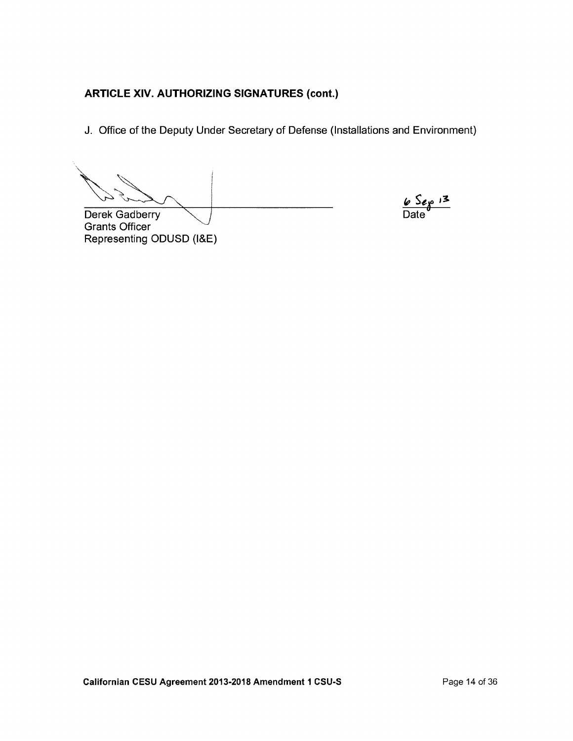## ARTICLE XIV. AUTHORIZING SIGNATURES (cont.)

J. Office of the Deputy Under Secretary of Defense (Installations and Environment)

Derek Gadberry
Grants Officer
Representing ODUSD (I&E)

6 Sep 13
Date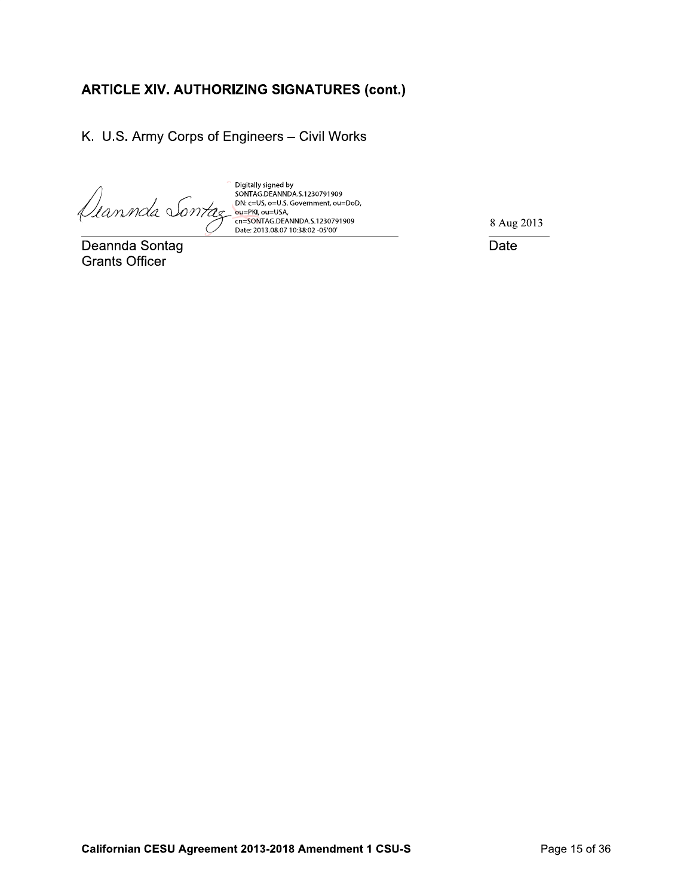### ARTICLE XIV. AUTHORIZING SIGNATURES (cont.)

K. U.S. Army Corps of Engineers – Civil Works

Digitally signed by SONTAG.DEANNDA.S.1230791909
DN: c=US, o=U.S. Government, ou=DoD, ou=PKI, ou=USA, cn=SONTAG.DEANNDA.S.1230791909
Date: 2013.08.07 10:38:02 -05'00'

8 Aug 2013

Deannda Sontag
Grants Officer

Date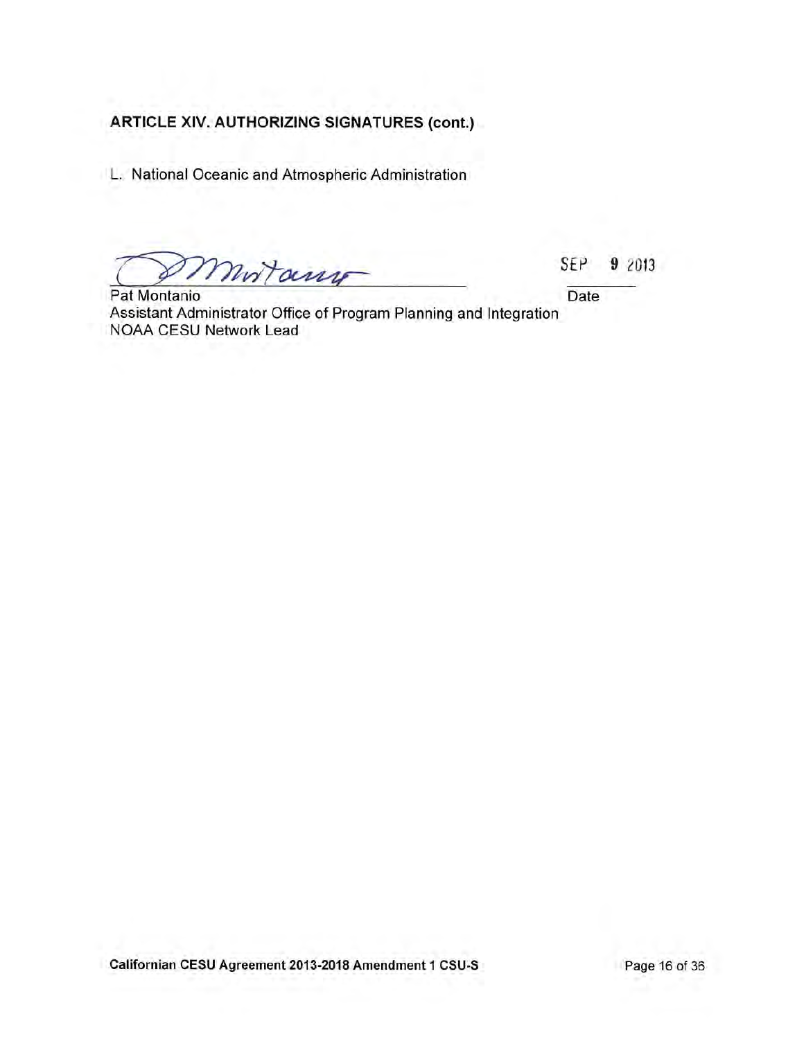**ARTICLE XIV. AUTHORIZING SIGNATURES (cont.)**

L. National Oceanic and Atmospheric Administration

Pat Montanio
Assistant Administrator Office of Program Planning and Integration
NOAA CESU Network Lead

SEP 9 2013
Date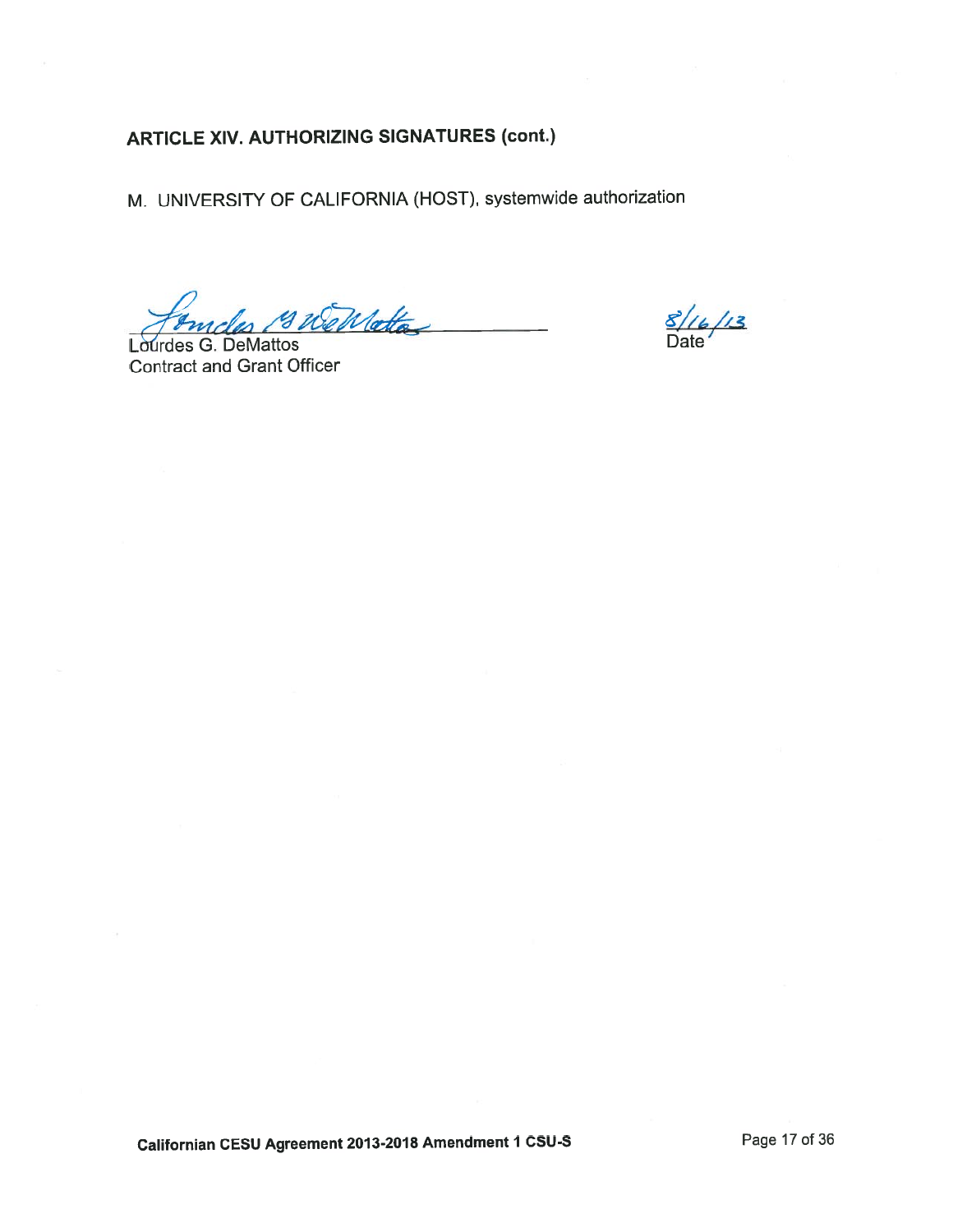## ARTICLE XIV. AUTHORIZING SIGNATURES (cont.)

M. UNIVERSITY OF CALIFORNIA (HOST), systemwide authorization

Lourdes G. DeMattos
Contract and Grant Officer

8/16/13
Date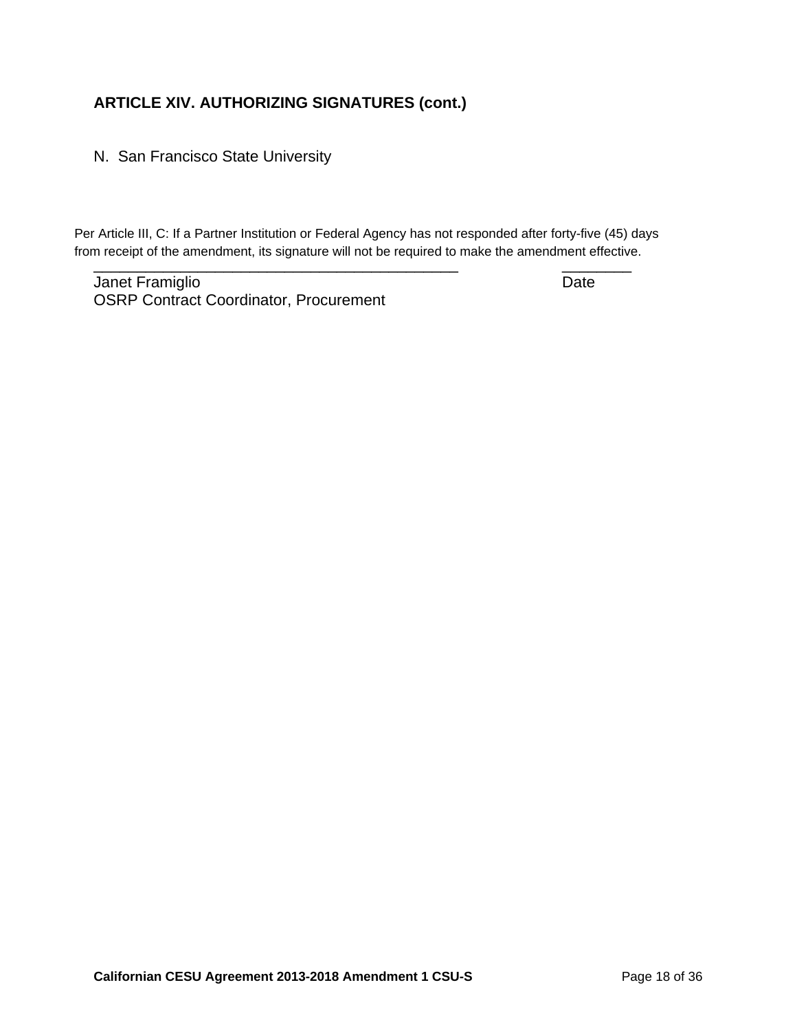### ARTICLE XIV. AUTHORIZING SIGNATURES (cont.)

N. San Francisco State University

Per Article III, C: If a Partner Institution or Federal Agency has not responded after forty-five (45) days from receipt of the amendment, its signature will not be required to make the amendment effective.

_______________________________________________ ________

Janet Framiglio Date

OSRP Contract Coordinator, Procurement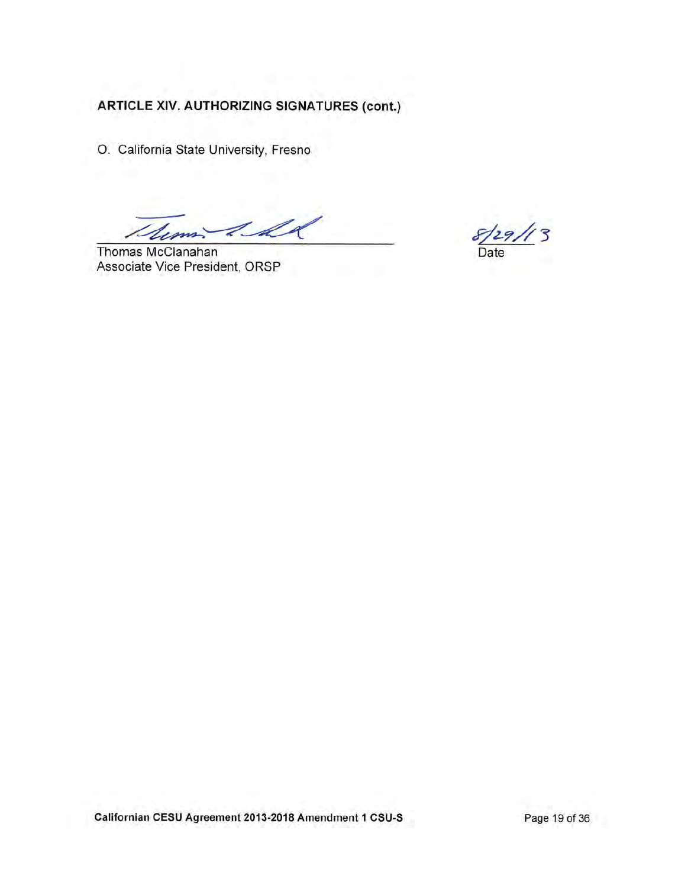**ARTICLE XIV. AUTHORIZING SIGNATURES (cont.)**

O. California State University, Fresno

Thomas McClanahan
Associate Vice President, ORSP

8/29/13
Date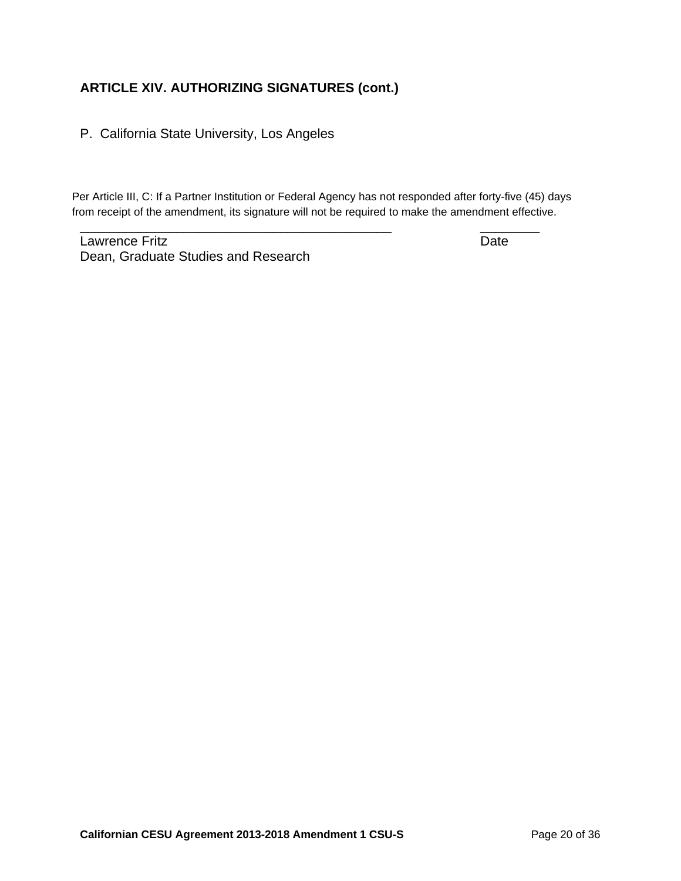## ARTICLE XIV. AUTHORIZING SIGNATURES (cont.)

P. California State University, Los Angeles

Per Article III, C: If a Partner Institution or Federal Agency has not responded after forty-five (45) days from receipt of the amendment, its signature will not be required to make the amendment effective.

_____________________________________________ ________

Lawrence Fritz Date

Dean, Graduate Studies and Research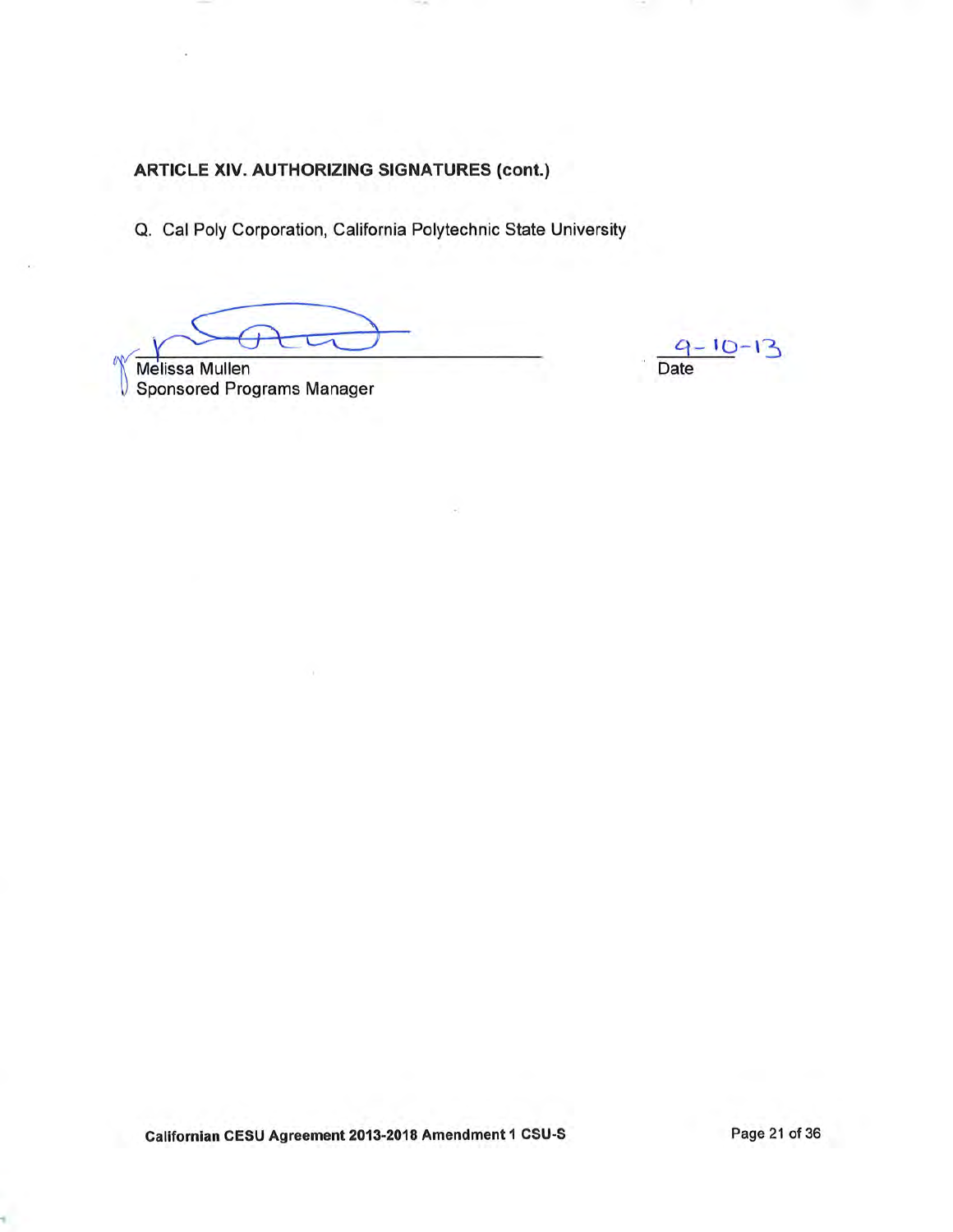**ARTICLE XIV. AUTHORIZING SIGNATURES (cont.)**

Q. Cal Poly Corporation, California Polytechnic State University

Melissa Mullen
Sponsored Programs Manager

9-10-13
Date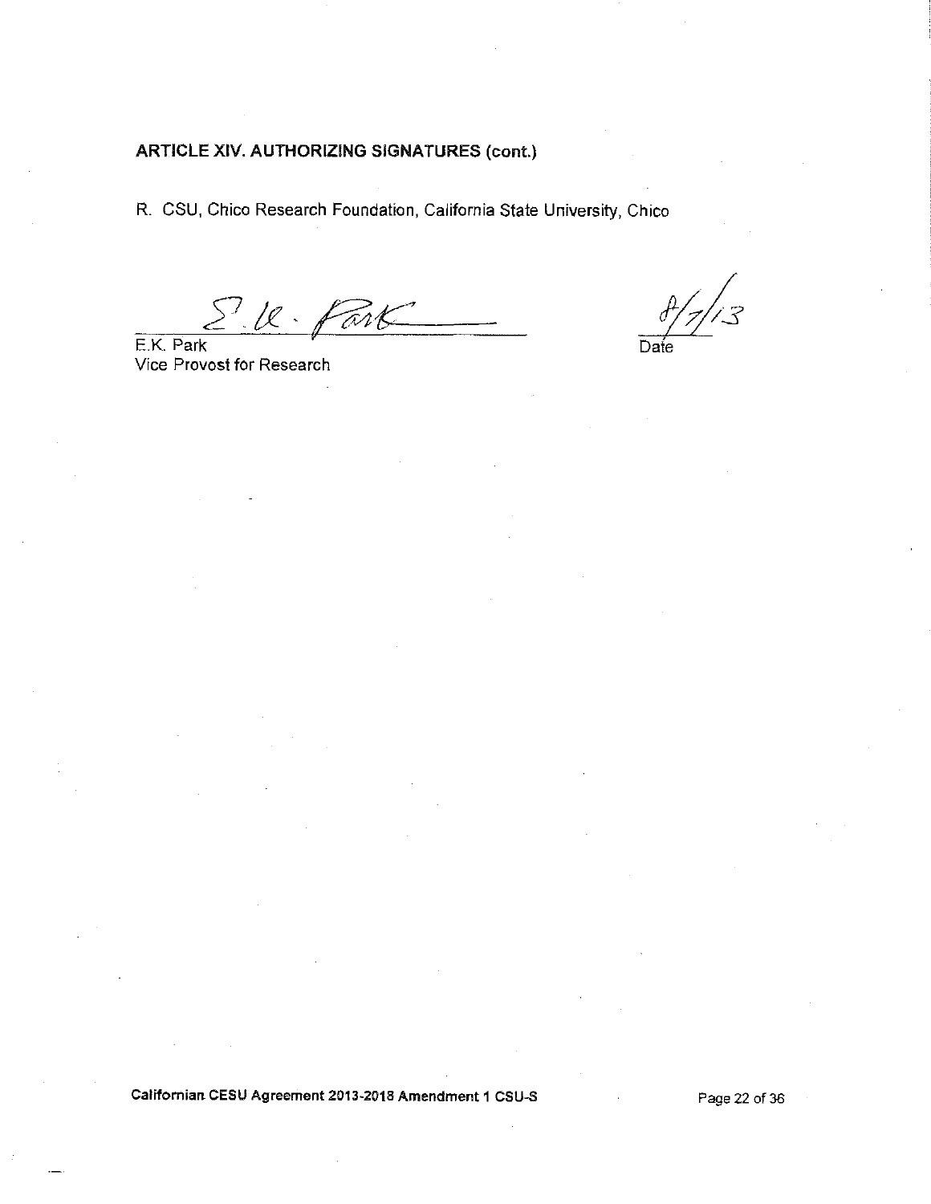**ARTICLE XIV. AUTHORIZING SIGNATURES (cont.)**

R. CSU, Chico Research Foundation, California State University, Chico

E.K. Park
Vice Provost for Research

8/7/13
Date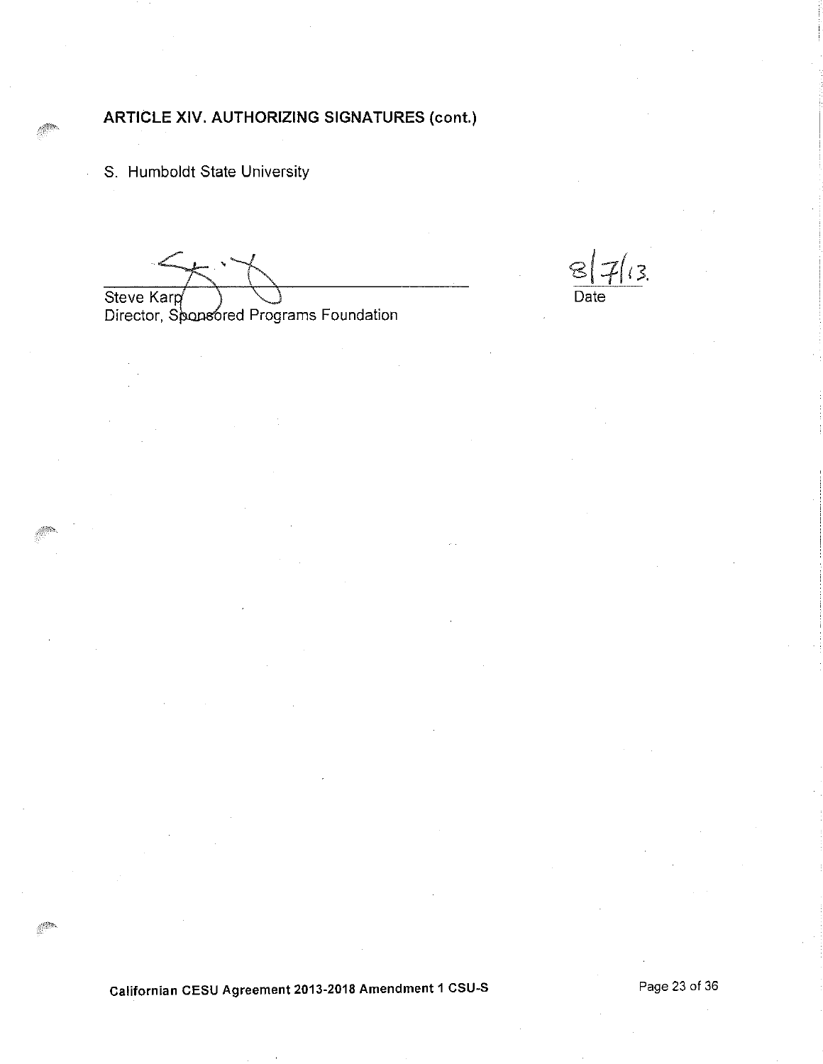### ARTICLE XIV. AUTHORIZING SIGNATURES (cont.)

S. Humboldt State University

Steve Karp
Director, Sponsored Programs Foundation

8/7/13
Date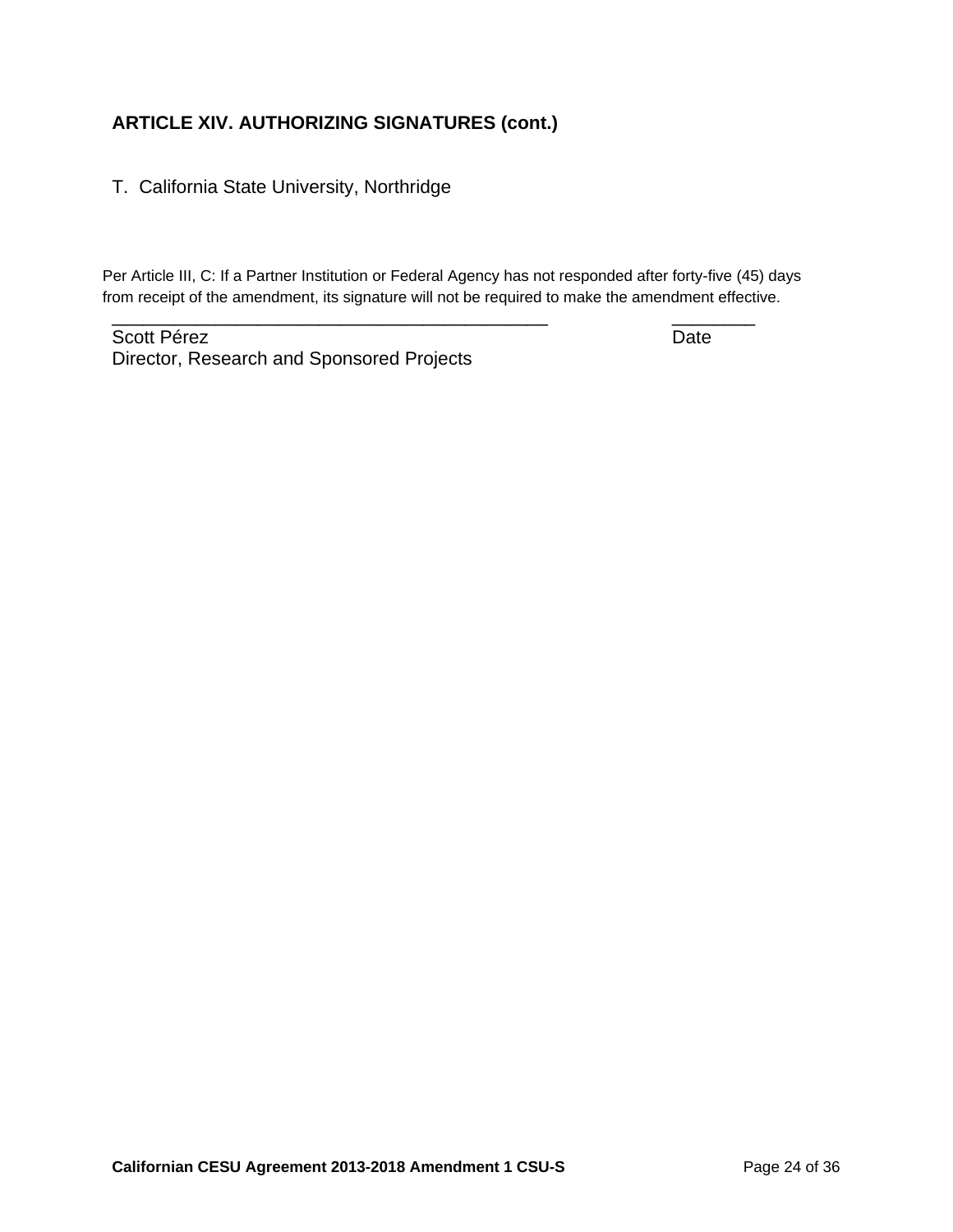## ARTICLE XIV. AUTHORIZING SIGNATURES (cont.)

T. California State University, Northridge

Per Article III, C: If a Partner Institution or Federal Agency has not responded after forty-five (45) days from receipt of the amendment, its signature will not be required to make the amendment effective.

_______________________________________________ ________

Scott Pérez Date

Director, Research and Sponsored Projects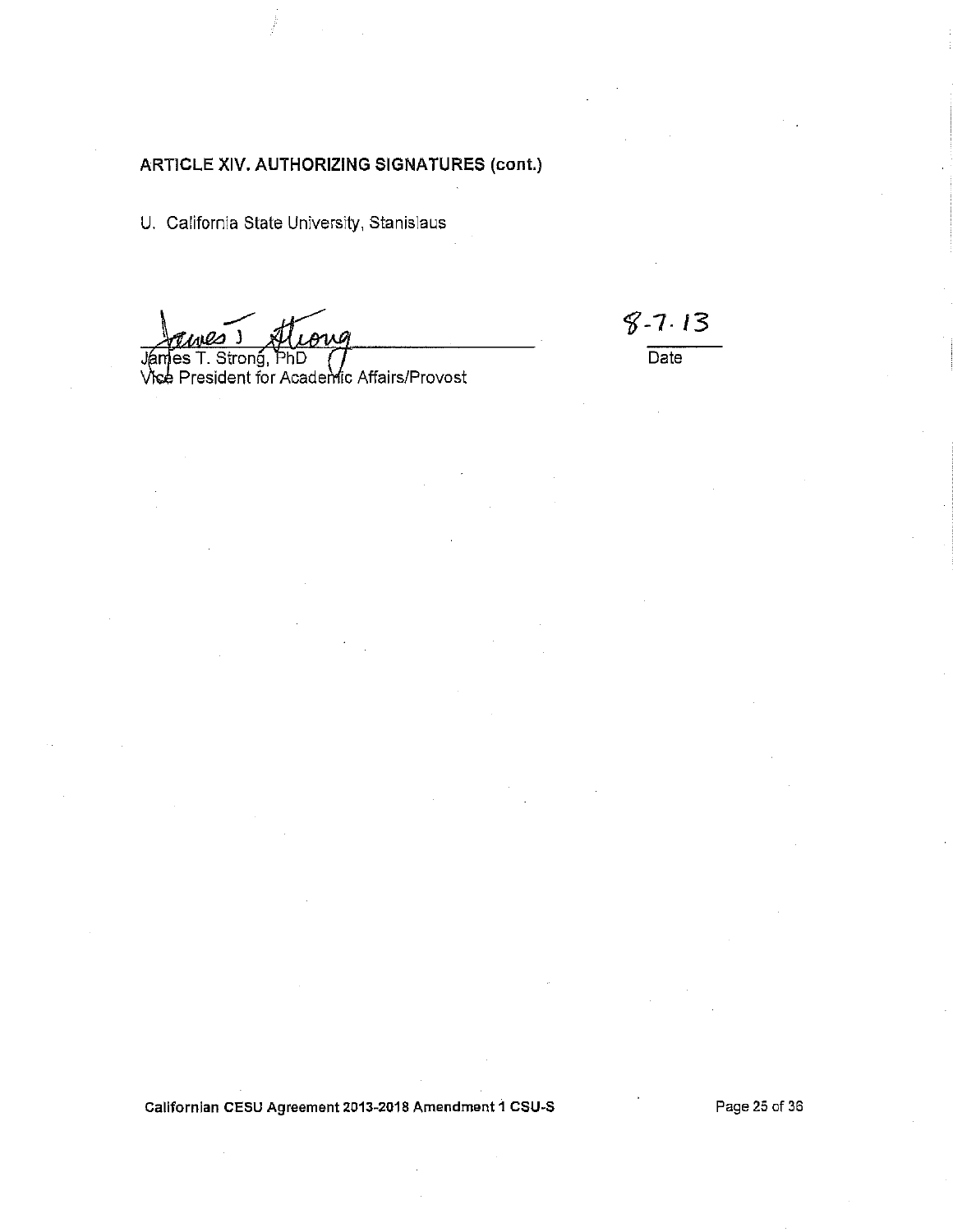## ARTICLE XIV. AUTHORIZING SIGNATURES (cont.)

U. California State University, Stanislaus

James T. Strong, PhD
Vice President for Academic Affairs/Provost

8-7-13
Date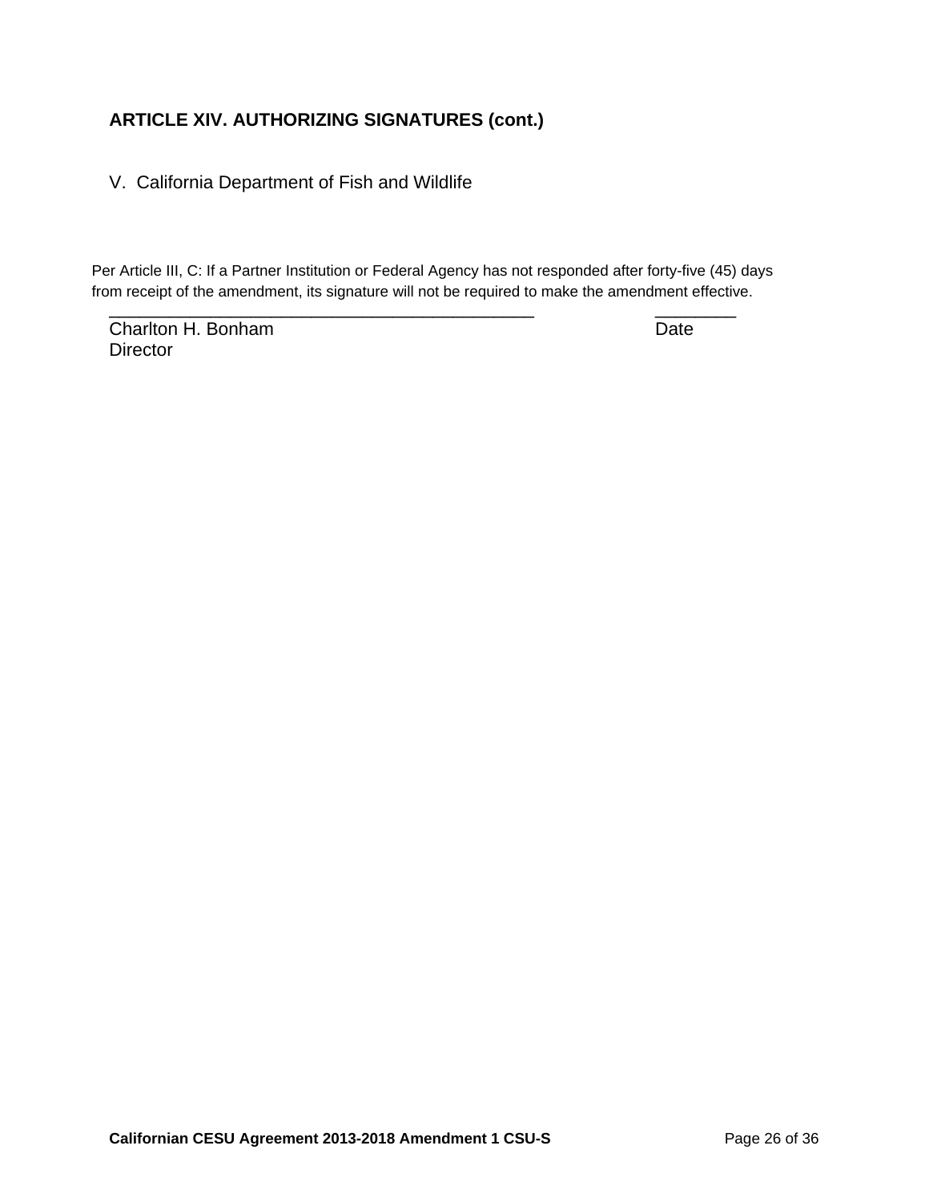## ARTICLE XIV. AUTHORIZING SIGNATURES (cont.)

V. California Department of Fish and Wildlife

Per Article III, C: If a Partner Institution or Federal Agency has not responded after forty-five (45) days from receipt of the amendment, its signature will not be required to make the amendment effective.

_____________________________________________ ________

Charlton H. Bonham Date

Director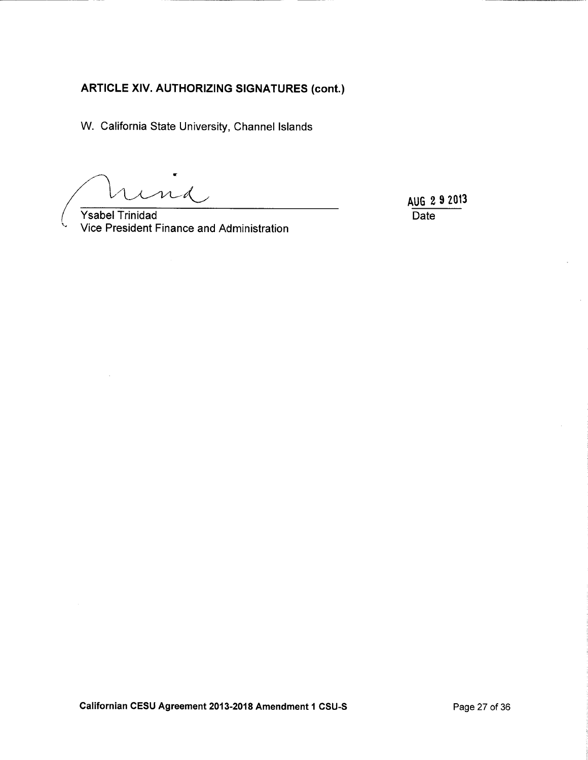## ARTICLE XIV. AUTHORIZING SIGNATURES (cont.)

W. California State University, Channel Islands

Ysabel Trinidad
Vice President Finance and Administration

AUG 2 9 2013
Date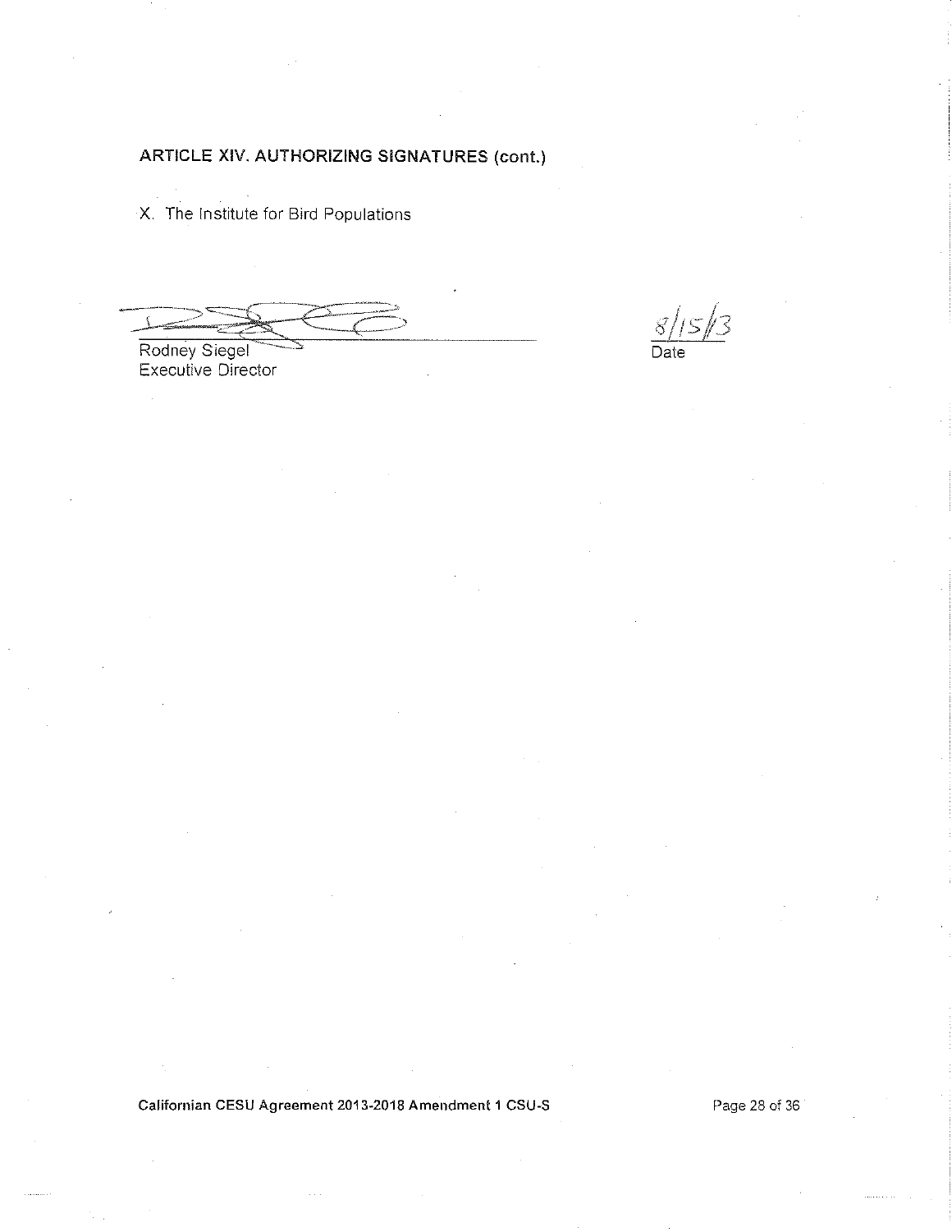**ARTICLE XIV. AUTHORIZING SIGNATURES (cont.)**

X. The Institute for Bird Populations

Rodney Siegel
Executive Director

8/15/13
Date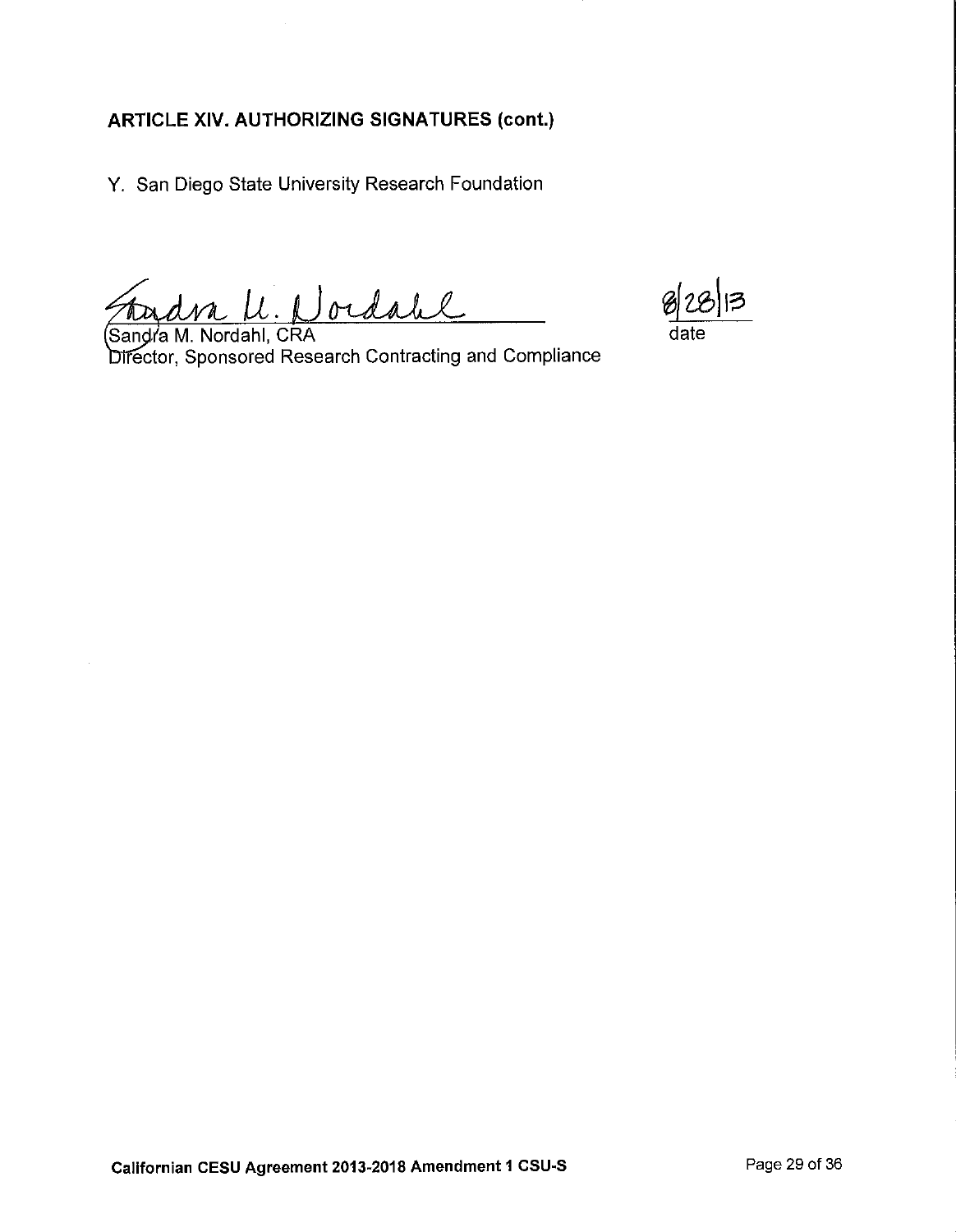**ARTICLE XIV. AUTHORIZING SIGNATURES (cont.)**

Y. San Diego State University Research Foundation

Sandra M. Nordahl

Sandra M. Nordahl, CRA
Director, Sponsored Research Contracting and Compliance

8/28/13
date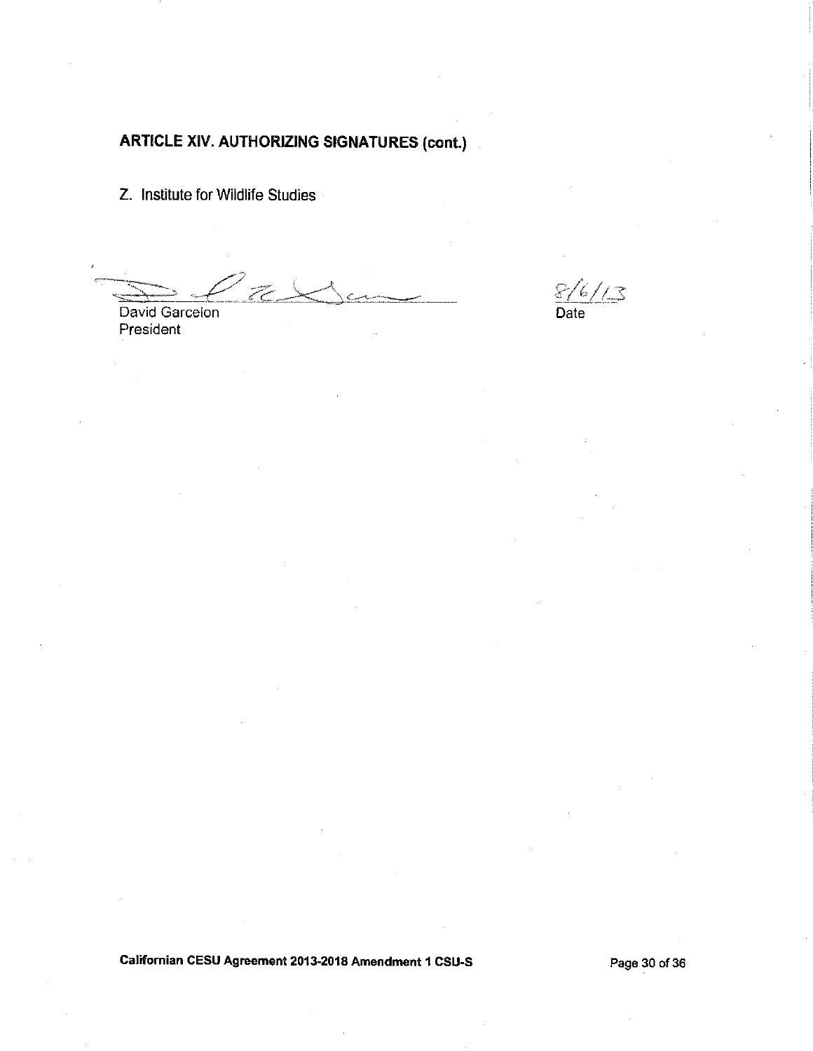## ARTICLE XIV. AUTHORIZING SIGNATURES (cont.)

Z. Institute for Wildlife Studies

David Garcelon
President

8/6/13
Date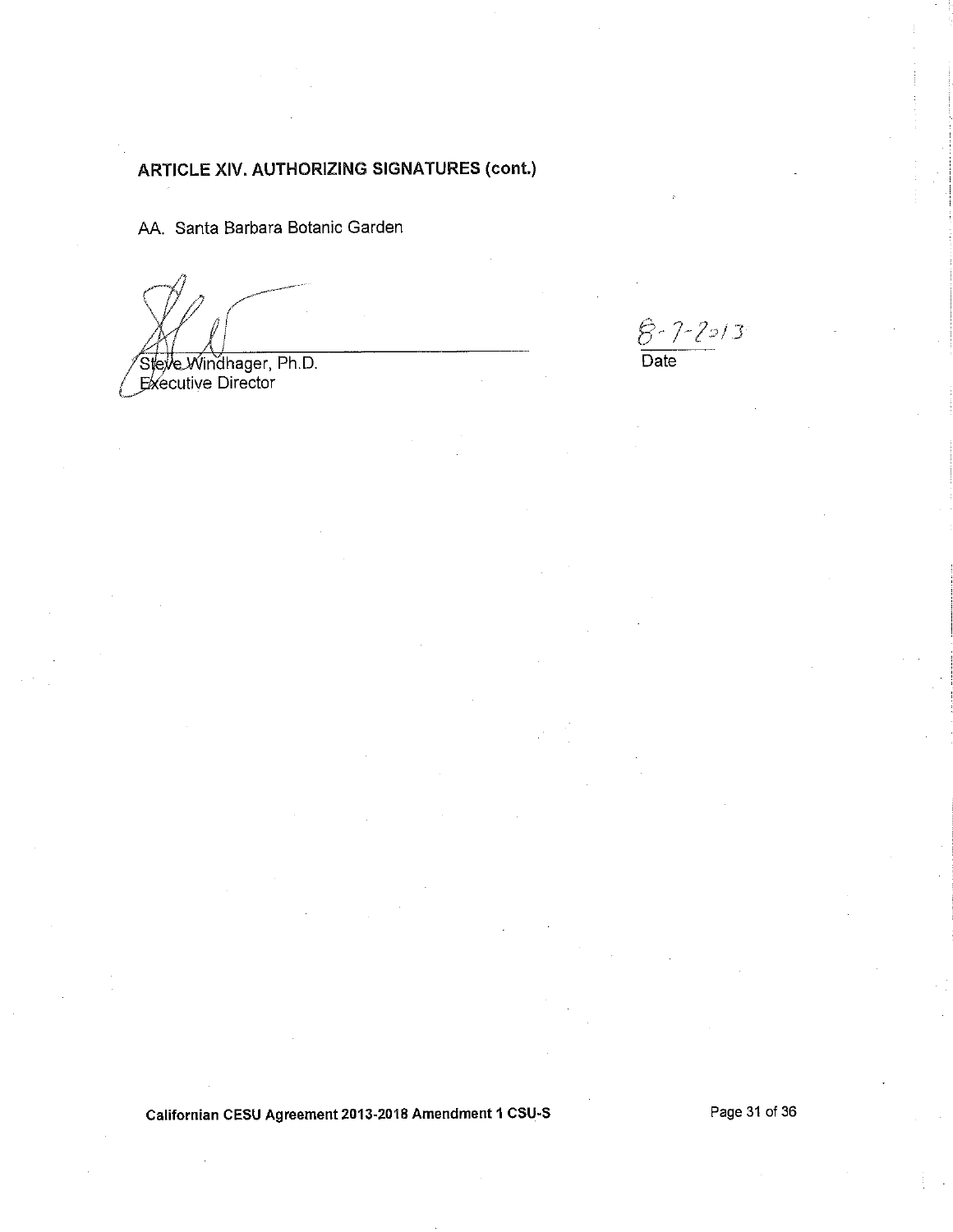## ARTICLE XIV. AUTHORIZING SIGNATURES (cont.)

AA. Santa Barbara Botanic Garden

Steve Windhager, Ph.D.
Executive Director

8-7-2013
Date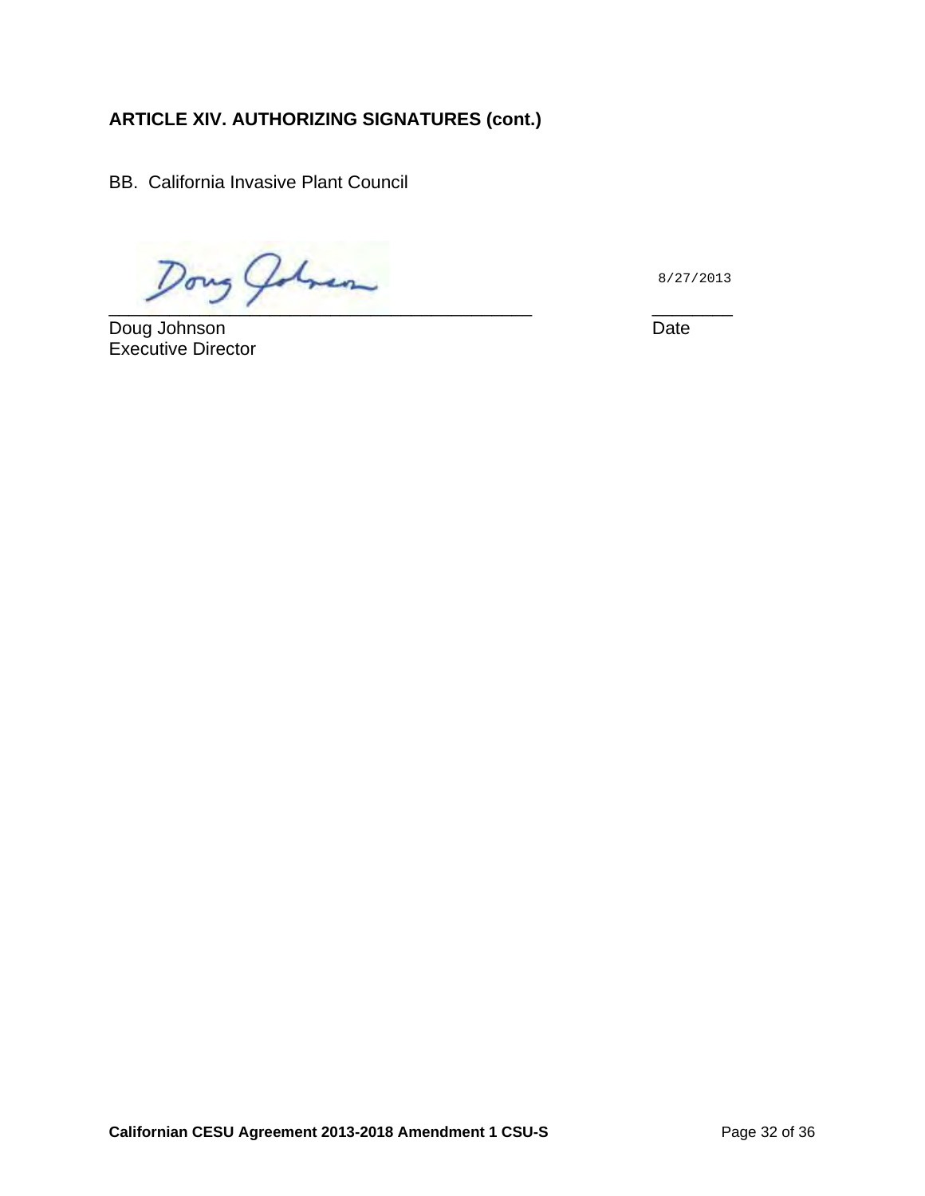**ARTICLE XIV. AUTHORIZING SIGNATURES (cont.)**

BB. California Invasive Plant Council

_________________________________________ 8/27/2013 ________

Doug Johnson Date
Executive Director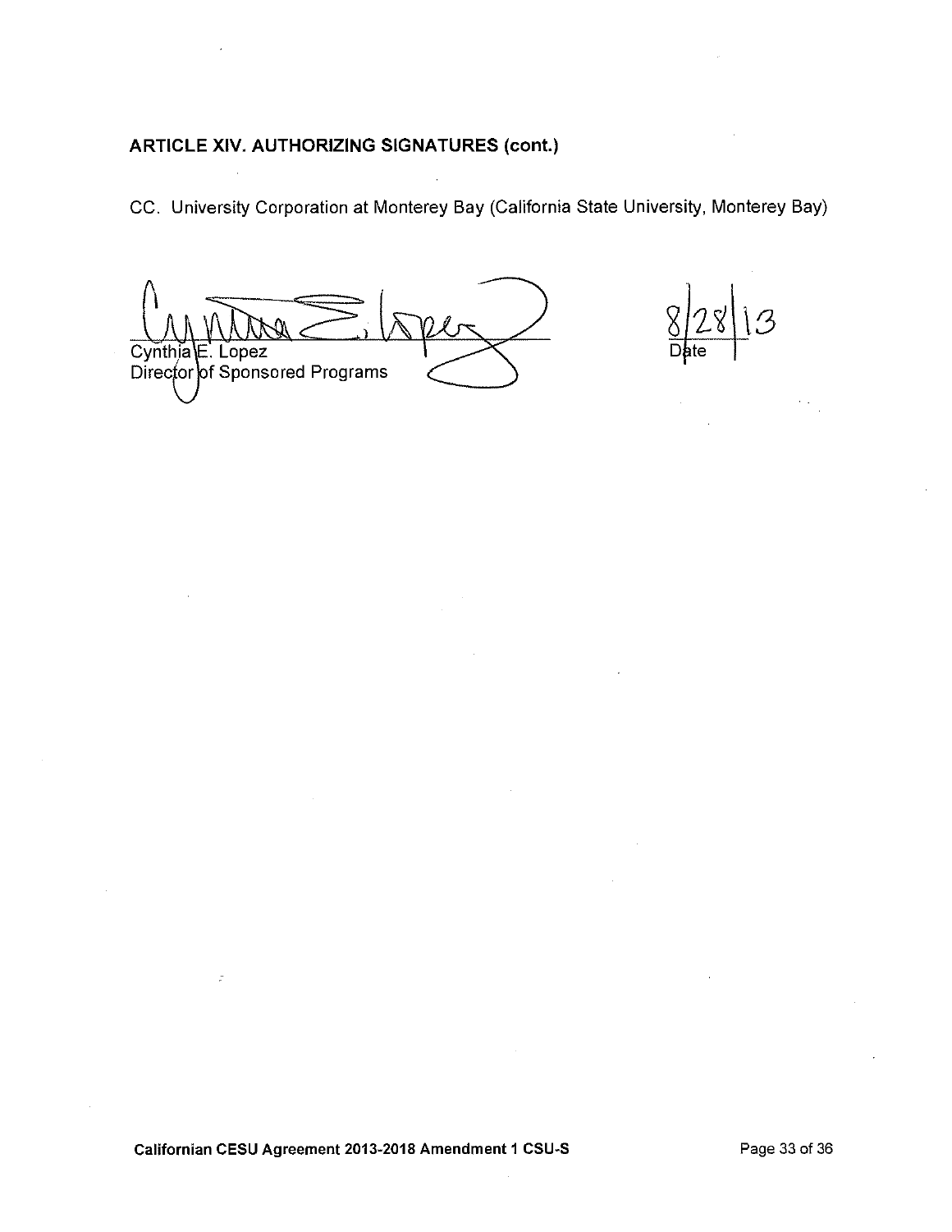**ARTICLE XIV. AUTHORIZING SIGNATURES (cont.)**

CC. University Corporation at Monterey Bay (California State University, Monterey Bay)

Cynthia E. Lopez
Director of Sponsored Programs

8/28/13
Date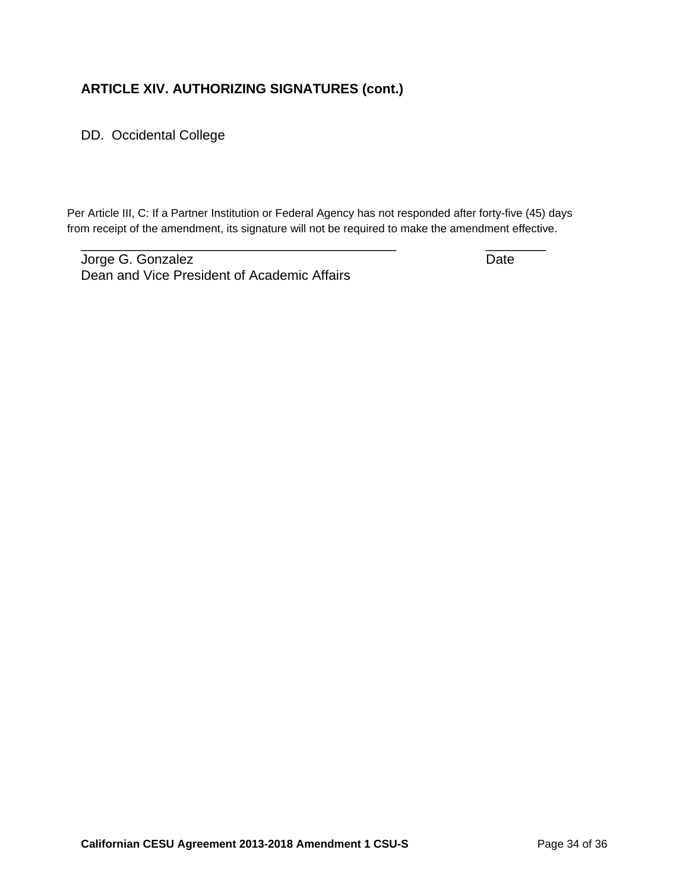## ARTICLE XIV. AUTHORIZING SIGNATURES (cont.)

DD. Occidental College

Per Article III, C: If a Partner Institution or Federal Agency has not responded after forty-five (45) days from receipt of the amendment, its signature will not be required to make the amendment effective.

______________________________________________ ________

Jorge G. Gonzalez Date

Dean and Vice President of Academic Affairs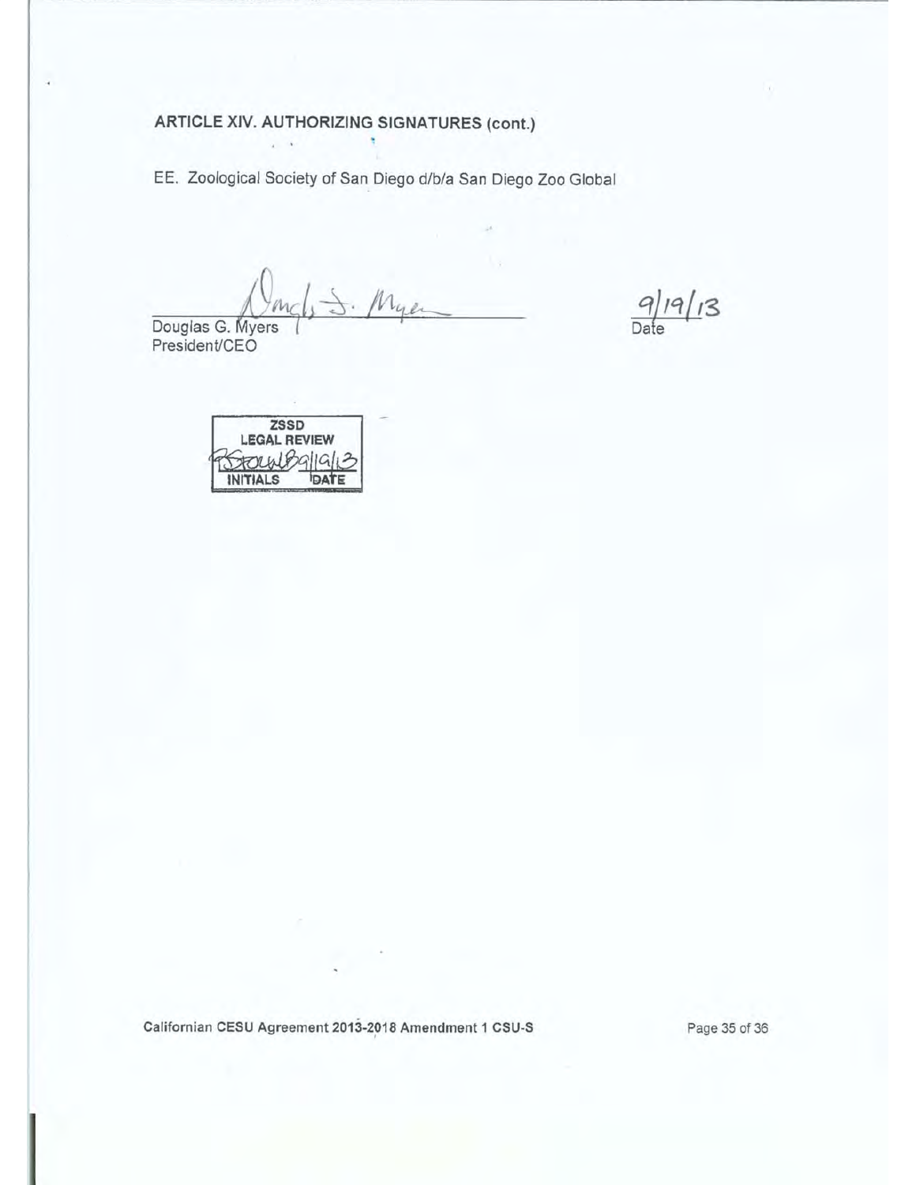**ARTICLE XIV. AUTHORIZING SIGNATURES (cont.)**

EE. Zoological Society of San Diego d/b/a San Diego Zoo Global

Douglas G. Myers
President/CEO

9/19/13
Date

ZSSD
LEGAL REVIEW
9/19/13
INITIALS DATE

Californian CESU Agreement 2013-2018 Amendment 1 CSU-S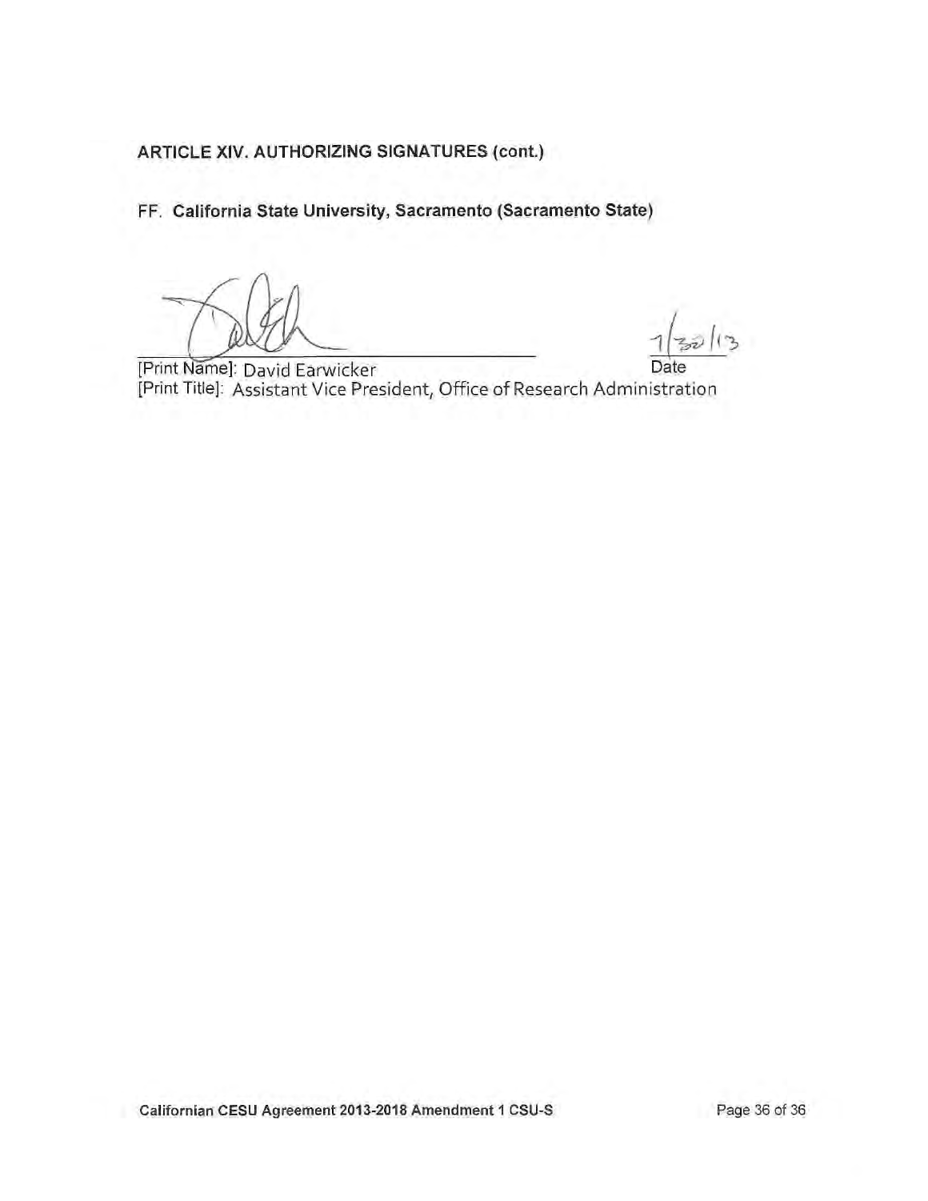**ARTICLE XIV. AUTHORIZING SIGNATURES (cont.)**

**FF. California State University, Sacramento (Sacramento State)**

[Print Name]: David Earwicker — Date: 1/30/13

[Print Title]: Assistant Vice President, Office of Research Administration